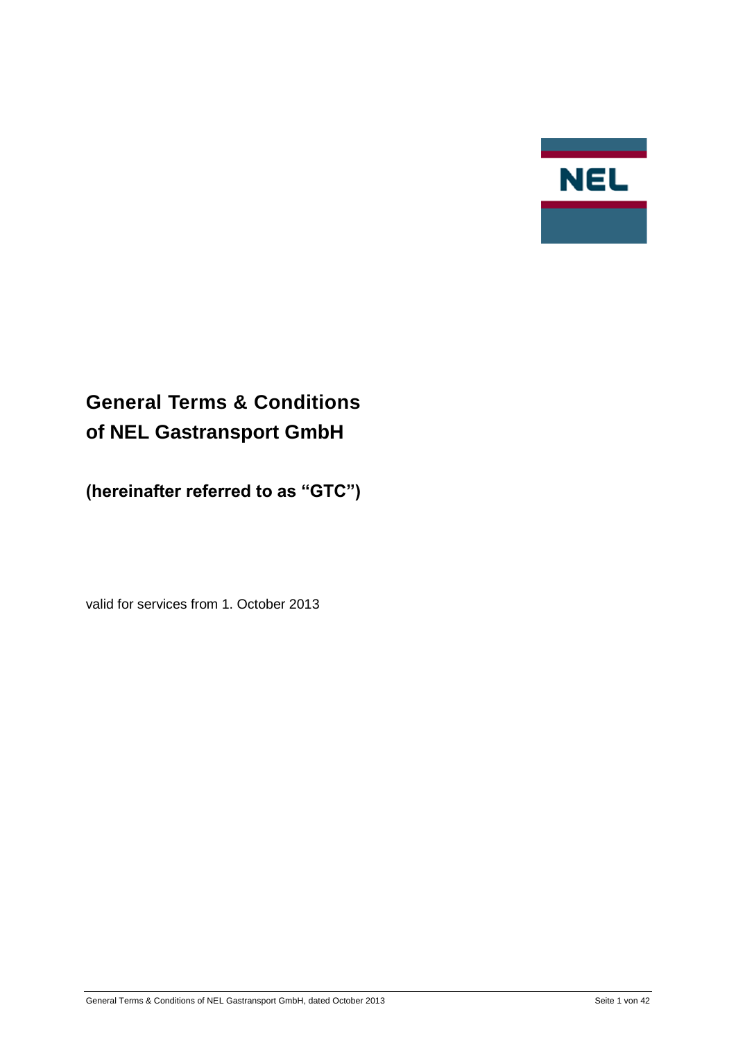NEL

# General Terms & Conditions of NEL Gastransport GmbH

**(hereinafter referred to as "GTC")**

valid for services from 1. October 2013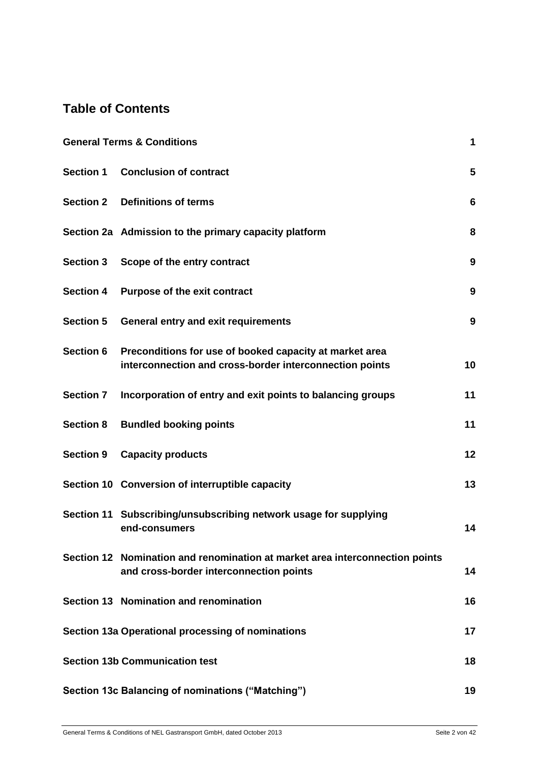## Table of Contents

| | | |
|---|---|---|
| **General Terms & Conditions** | | **1** |
| **Section 1** | **Conclusion of contract** | **5** |
| **Section 2** | **Definitions of terms** | **6** |
| **Section 2a** | **Admission to the primary capacity platform** | **8** |
| **Section 3** | **Scope of the entry contract** | **9** |
| **Section 4** | **Purpose of the exit contract** | **9** |
| **Section 5** | **General entry and exit requirements** | **9** |
| **Section 6** | **Preconditions for use of booked capacity at market area interconnection and cross-border interconnection points** | **10** |
| **Section 7** | **Incorporation of entry and exit points to balancing groups** | **11** |
| **Section 8** | **Bundled booking points** | **11** |
| **Section 9** | **Capacity products** | **12** |
| **Section 10** | **Conversion of interruptible capacity** | **13** |
| **Section 11** | **Subscribing/unsubscribing network usage for supplying end-consumers** | **14** |
| **Section 12** | **Nomination and renomination at market area interconnection points and cross-border interconnection points** | **14** |
| **Section 13** | **Nomination and renomination** | **16** |
| **Section 13a** | **Operational processing of nominations** | **17** |
| **Section 13b** | **Communication test** | **18** |
| **Section 13c** | **Balancing of nominations ("Matching")** | **19** |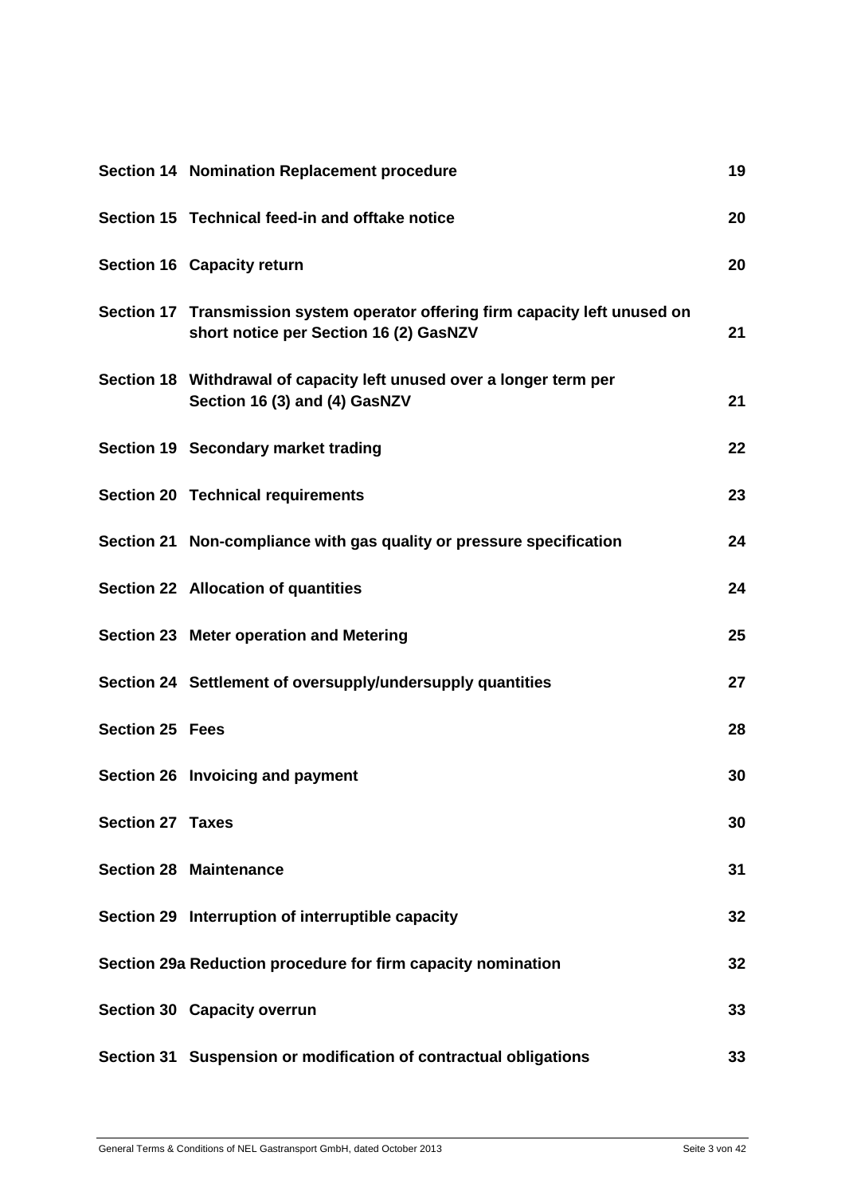| | | |
|---|---|---|
| **Section 14** | **Nomination Replacement procedure** | **19** |
| **Section 15** | **Technical feed-in and offtake notice** | **20** |
| **Section 16** | **Capacity return** | **20** |
| **Section 17** | **Transmission system operator offering firm capacity left unused on short notice per Section 16 (2) GasNZV** | **21** |
| **Section 18** | **Withdrawal of capacity left unused over a longer term per Section 16 (3) and (4) GasNZV** | **21** |
| **Section 19** | **Secondary market trading** | **22** |
| **Section 20** | **Technical requirements** | **23** |
| **Section 21** | **Non-compliance with gas quality or pressure specification** | **24** |
| **Section 22** | **Allocation of quantities** | **24** |
| **Section 23** | **Meter operation and Metering** | **25** |
| **Section 24** | **Settlement of oversupply/undersupply quantities** | **27** |
| **Section 25** | **Fees** | **28** |
| **Section 26** | **Invoicing and payment** | **30** |
| **Section 27** | **Taxes** | **30** |
| **Section 28** | **Maintenance** | **31** |
| **Section 29** | **Interruption of interruptible capacity** | **32** |
| **Section 29a** | **Reduction procedure for firm capacity nomination** | **32** |
| **Section 30** | **Capacity overrun** | **33** |
| **Section 31** | **Suspension or modification of contractual obligations** | **33** |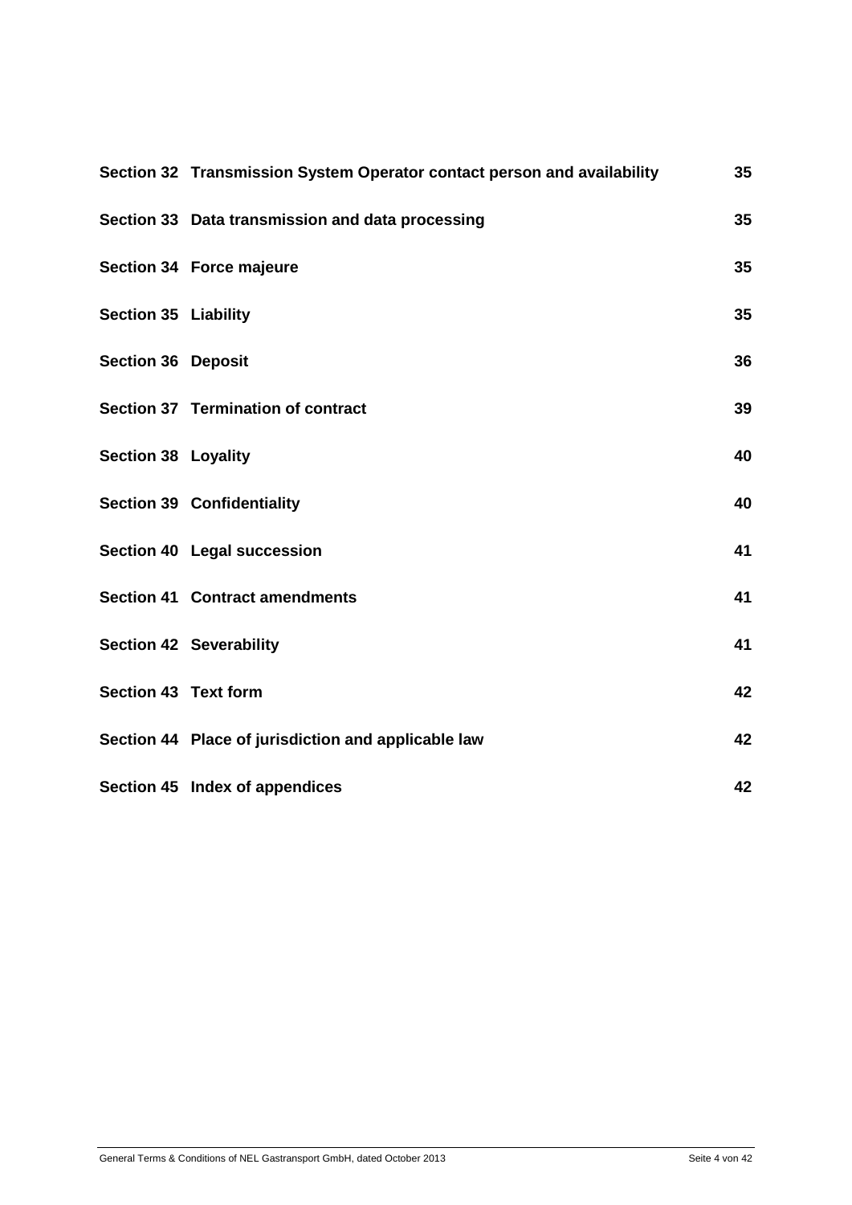| | | |
|---|---|---|
| **Section 32** | **Transmission System Operator contact person and availability** | **35** |
| **Section 33** | **Data transmission and data processing** | **35** |
| **Section 34** | **Force majeure** | **35** |
| **Section 35** | **Liability** | **35** |
| **Section 36** | **Deposit** | **36** |
| **Section 37** | **Termination of contract** | **39** |
| **Section 38** | **Loyality** | **40** |
| **Section 39** | **Confidentiality** | **40** |
| **Section 40** | **Legal succession** | **41** |
| **Section 41** | **Contract amendments** | **41** |
| **Section 42** | **Severability** | **41** |
| **Section 43** | **Text form** | **42** |
| **Section 44** | **Place of jurisdiction and applicable law** | **42** |
| **Section 45** | **Index of appendices** | **42** |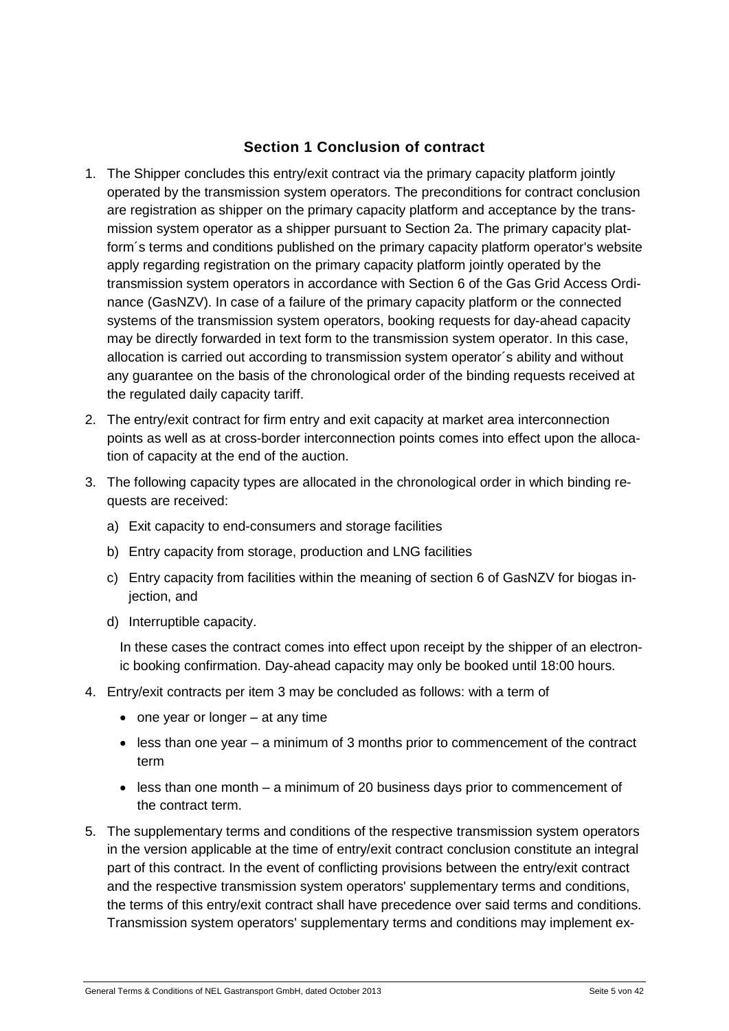## Section 1 Conclusion of contract

1. The Shipper concludes this entry/exit contract via the primary capacity platform jointly operated by the transmission system operators. The preconditions for contract conclusion are registration as shipper on the primary capacity platform and acceptance by the transmission system operator as a shipper pursuant to Section 2a. The primary capacity platform´s terms and conditions published on the primary capacity platform operator's website apply regarding registration on the primary capacity platform jointly operated by the transmission system operators in accordance with Section 6 of the Gas Grid Access Ordinance (GasNZV). In case of a failure of the primary capacity platform or the connected systems of the transmission system operators, booking requests for day-ahead capacity may be directly forwarded in text form to the transmission system operator. In this case, allocation is carried out according to transmission system operator´s ability and without any guarantee on the basis of the chronological order of the binding requests received at the regulated daily capacity tariff.

2. The entry/exit contract for firm entry and exit capacity at market area interconnection points as well as at cross-border interconnection points comes into effect upon the allocation of capacity at the end of the auction.

3. The following capacity types are allocated in the chronological order in which binding requests are received:

   a) Exit capacity to end-consumers and storage facilities

   b) Entry capacity from storage, production and LNG facilities

   c) Entry capacity from facilities within the meaning of section 6 of GasNZV for biogas injection, and

   d) Interruptible capacity.

   In these cases the contract comes into effect upon receipt by the shipper of an electronic booking confirmation. Day-ahead capacity may only be booked until 18:00 hours.

4. Entry/exit contracts per item 3 may be concluded as follows: with a term of

   - one year or longer – at any time
   - less than one year – a minimum of 3 months prior to commencement of the contract term
   - less than one month – a minimum of 20 business days prior to commencement of the contract term.

5. The supplementary terms and conditions of the respective transmission system operators in the version applicable at the time of entry/exit contract conclusion constitute an integral part of this contract. In the event of conflicting provisions between the entry/exit contract and the respective transmission system operators' supplementary terms and conditions, the terms of this entry/exit contract shall have precedence over said terms and conditions. Transmission system operators' supplementary terms and conditions may implement ex-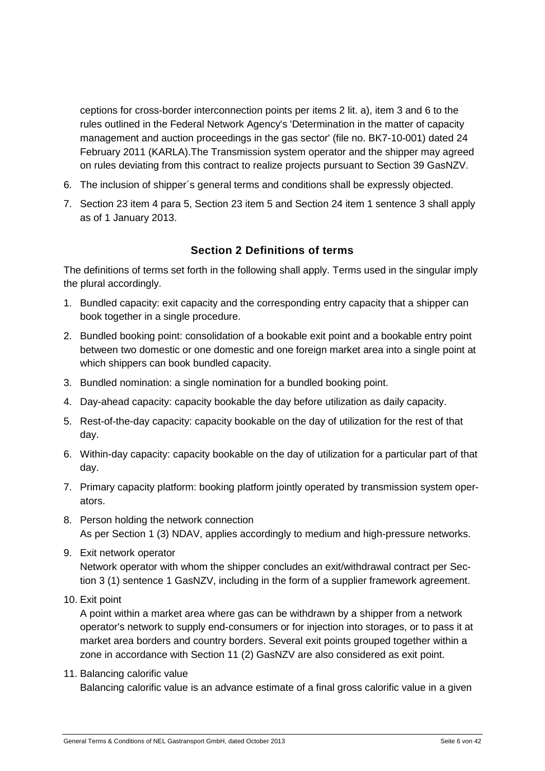ceptions for cross-border interconnection points per items 2 lit. a), item 3 and 6 to the rules outlined in the Federal Network Agency's 'Determination in the matter of capacity management and auction proceedings in the gas sector' (file no. BK7-10-001) dated 24 February 2011 (KARLA).The Transmission system operator and the shipper may agreed on rules deviating from this contract to realize projects pursuant to Section 39 GasNZV.

6. The inclusion of shipper´s general terms and conditions shall be expressly objected.
7. Section 23 item 4 para 5, Section 23 item 5 and Section 24 item 1 sentence 3 shall apply as of 1 January 2013.

## Section 2 Definitions of terms

The definitions of terms set forth in the following shall apply. Terms used in the singular imply the plural accordingly.

1. Bundled capacity: exit capacity and the corresponding entry capacity that a shipper can book together in a single procedure.
2. Bundled booking point: consolidation of a bookable exit point and a bookable entry point between two domestic or one domestic and one foreign market area into a single point at which shippers can book bundled capacity.
3. Bundled nomination: a single nomination for a bundled booking point.
4. Day-ahead capacity: capacity bookable the day before utilization as daily capacity.
5. Rest-of-the-day capacity: capacity bookable on the day of utilization for the rest of that day.
6. Within-day capacity: capacity bookable on the day of utilization for a particular part of that day.
7. Primary capacity platform: booking platform jointly operated by transmission system operators.
8. Person holding the network connection
   As per Section 1 (3) NDAV, applies accordingly to medium and high-pressure networks.
9. Exit network operator
   Network operator with whom the shipper concludes an exit/withdrawal contract per Section 3 (1) sentence 1 GasNZV, including in the form of a supplier framework agreement.
10. Exit point
    A point within a market area where gas can be withdrawn by a shipper from a network operator's network to supply end-consumers or for injection into storages, or to pass it at market area borders and country borders. Several exit points grouped together within a zone in accordance with Section 11 (2) GasNZV are also considered as exit point.
11. Balancing calorific value
    Balancing calorific value is an advance estimate of a final gross calorific value in a given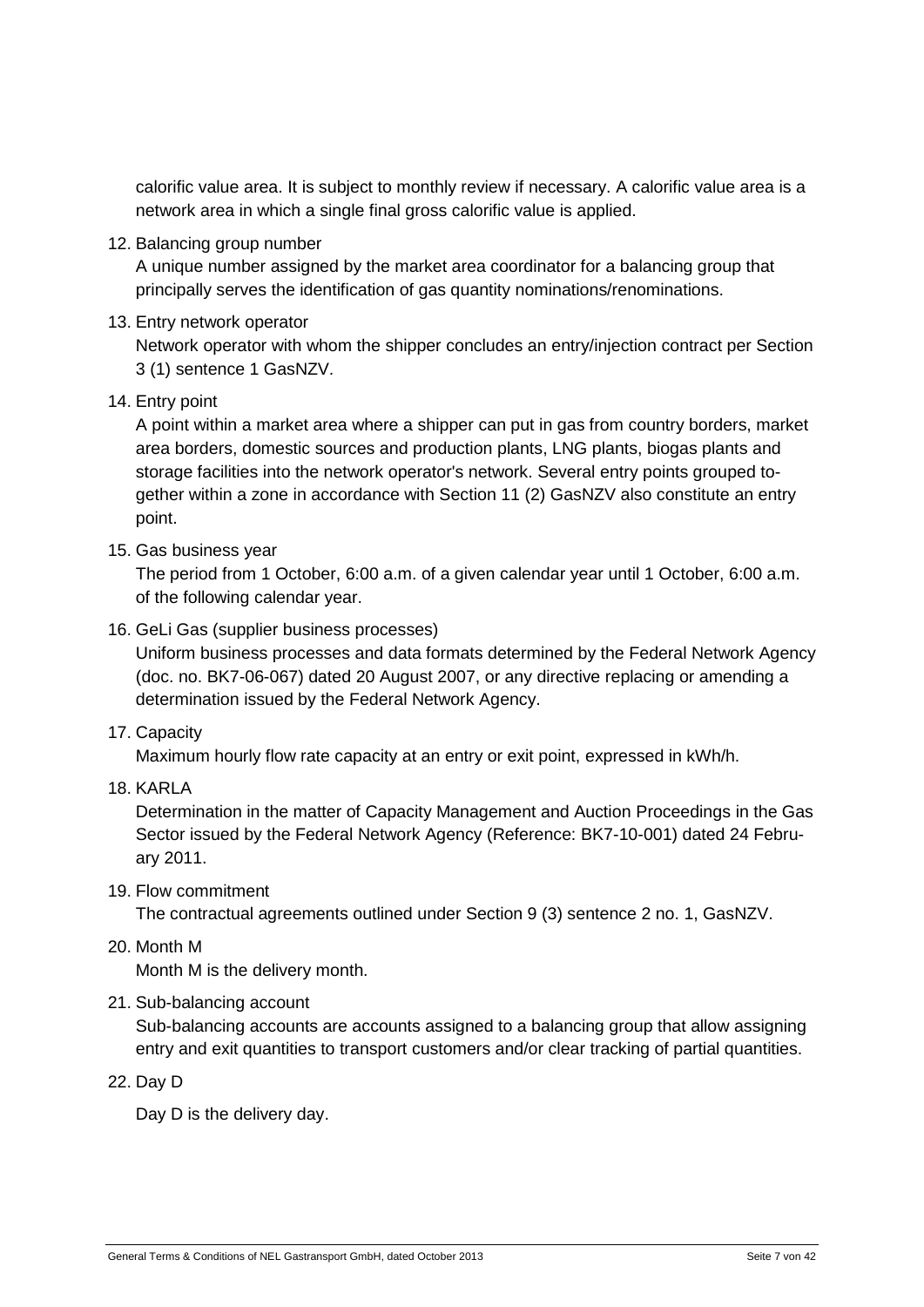calorific value area. It is subject to monthly review if necessary. A calorific value area is a network area in which a single final gross calorific value is applied.

12. Balancing group number

    A unique number assigned by the market area coordinator for a balancing group that principally serves the identification of gas quantity nominations/renominations.

13. Entry network operator

    Network operator with whom the shipper concludes an entry/injection contract per Section 3 (1) sentence 1 GasNZV.

14. Entry point

    A point within a market area where a shipper can put in gas from country borders, market area borders, domestic sources and production plants, LNG plants, biogas plants and storage facilities into the network operator's network. Several entry points grouped together within a zone in accordance with Section 11 (2) GasNZV also constitute an entry point.

15. Gas business year

    The period from 1 October, 6:00 a.m. of a given calendar year until 1 October, 6:00 a.m. of the following calendar year.

16. GeLi Gas (supplier business processes)

    Uniform business processes and data formats determined by the Federal Network Agency (doc. no. BK7-06-067) dated 20 August 2007, or any directive replacing or amending a determination issued by the Federal Network Agency.

17. Capacity

    Maximum hourly flow rate capacity at an entry or exit point, expressed in kWh/h.

18. KARLA

    Determination in the matter of Capacity Management and Auction Proceedings in the Gas Sector issued by the Federal Network Agency (Reference: BK7-10-001) dated 24 February 2011.

19. Flow commitment

    The contractual agreements outlined under Section 9 (3) sentence 2 no. 1, GasNZV.

20. Month M

    Month M is the delivery month.

21. Sub-balancing account

    Sub-balancing accounts are accounts assigned to a balancing group that allow assigning entry and exit quantities to transport customers and/or clear tracking of partial quantities.

22. Day D

    Day D is the delivery day.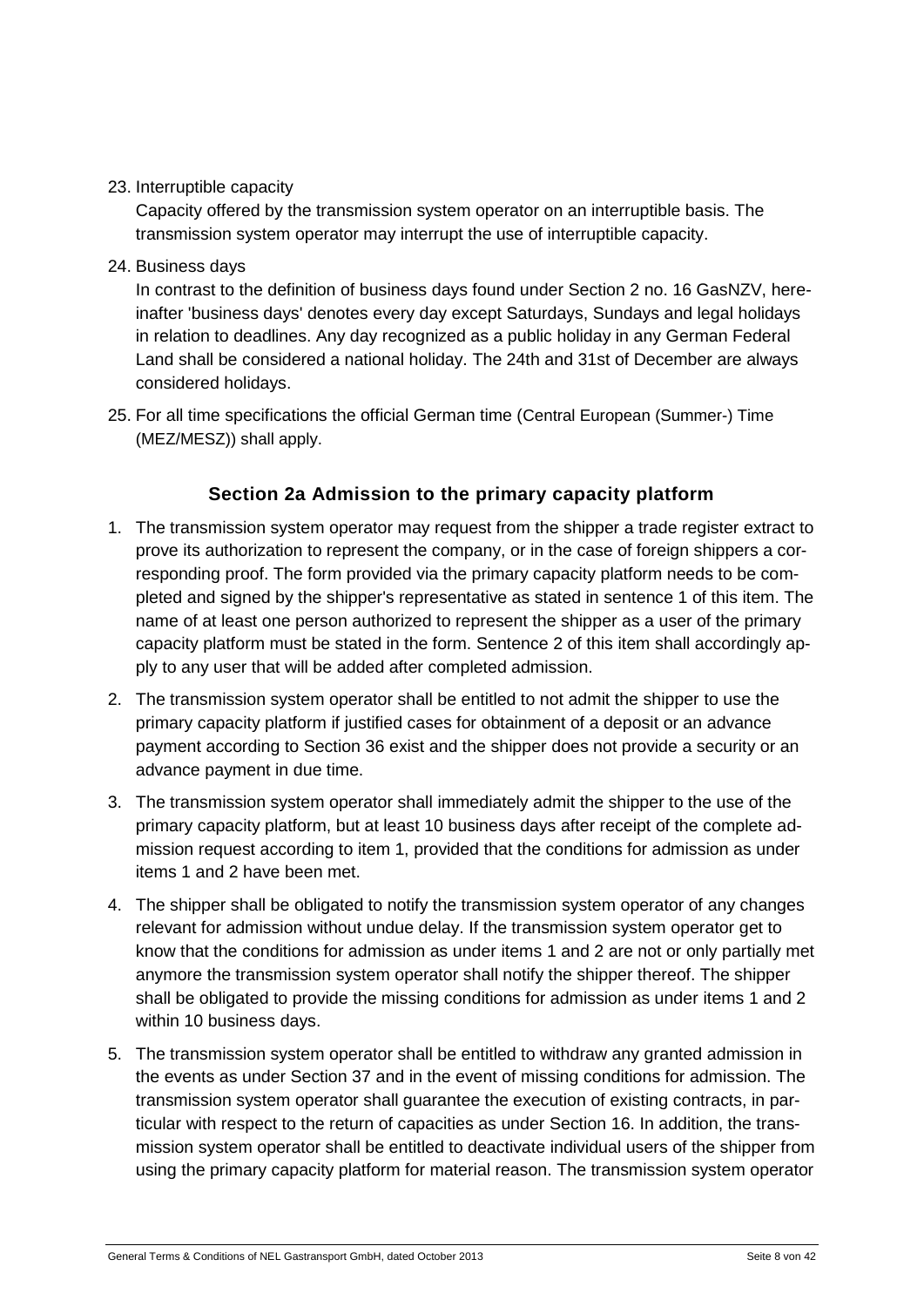23. Interruptible capacity

    Capacity offered by the transmission system operator on an interruptible basis. The transmission system operator may interrupt the use of interruptible capacity.

24. Business days

    In contrast to the definition of business days found under Section 2 no. 16 GasNZV, hereinafter 'business days' denotes every day except Saturdays, Sundays and legal holidays in relation to deadlines. Any day recognized as a public holiday in any German Federal Land shall be considered a national holiday. The 24th and 31st of December are always considered holidays.

25. For all time specifications the official German time (Central European (Summer-) Time (MEZ/MESZ)) shall apply.

## Section 2a Admission to the primary capacity platform

1. The transmission system operator may request from the shipper a trade register extract to prove its authorization to represent the company, or in the case of foreign shippers a corresponding proof. The form provided via the primary capacity platform needs to be completed and signed by the shipper's representative as stated in sentence 1 of this item. The name of at least one person authorized to represent the shipper as a user of the primary capacity platform must be stated in the form. Sentence 2 of this item shall accordingly apply to any user that will be added after completed admission.
2. The transmission system operator shall be entitled to not admit the shipper to use the primary capacity platform if justified cases for obtainment of a deposit or an advance payment according to Section 36 exist and the shipper does not provide a security or an advance payment in due time.
3. The transmission system operator shall immediately admit the shipper to the use of the primary capacity platform, but at least 10 business days after receipt of the complete admission request according to item 1, provided that the conditions for admission as under items 1 and 2 have been met.
4. The shipper shall be obligated to notify the transmission system operator of any changes relevant for admission without undue delay. If the transmission system operator get to know that the conditions for admission as under items 1 and 2 are not or only partially met anymore the transmission system operator shall notify the shipper thereof. The shipper shall be obligated to provide the missing conditions for admission as under items 1 and 2 within 10 business days.
5. The transmission system operator shall be entitled to withdraw any granted admission in the events as under Section 37 and in the event of missing conditions for admission. The transmission system operator shall guarantee the execution of existing contracts, in particular with respect to the return of capacities as under Section 16. In addition, the transmission system operator shall be entitled to deactivate individual users of the shipper from using the primary capacity platform for material reason. The transmission system operator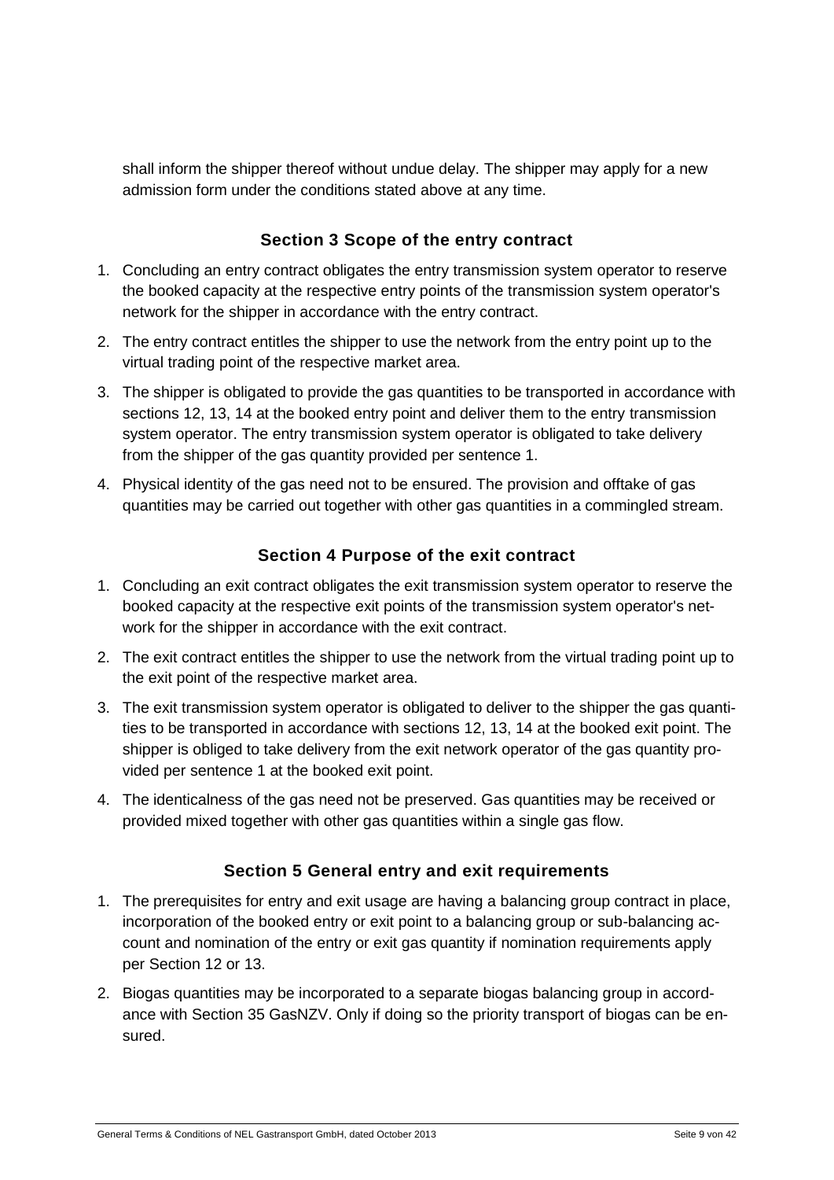shall inform the shipper thereof without undue delay. The shipper may apply for a new admission form under the conditions stated above at any time.

## Section 3 Scope of the entry contract

1. Concluding an entry contract obligates the entry transmission system operator to reserve the booked capacity at the respective entry points of the transmission system operator's network for the shipper in accordance with the entry contract.
2. The entry contract entitles the shipper to use the network from the entry point up to the virtual trading point of the respective market area.
3. The shipper is obligated to provide the gas quantities to be transported in accordance with sections 12, 13, 14 at the booked entry point and deliver them to the entry transmission system operator. The entry transmission system operator is obligated to take delivery from the shipper of the gas quantity provided per sentence 1.
4. Physical identity of the gas need not to be ensured. The provision and offtake of gas quantities may be carried out together with other gas quantities in a commingled stream.

## Section 4 Purpose of the exit contract

1. Concluding an exit contract obligates the exit transmission system operator to reserve the booked capacity at the respective exit points of the transmission system operator's network for the shipper in accordance with the exit contract.
2. The exit contract entitles the shipper to use the network from the virtual trading point up to the exit point of the respective market area.
3. The exit transmission system operator is obligated to deliver to the shipper the gas quantities to be transported in accordance with sections 12, 13, 14 at the booked exit point. The shipper is obliged to take delivery from the exit network operator of the gas quantity provided per sentence 1 at the booked exit point.
4. The identicalness of the gas need not be preserved. Gas quantities may be received or provided mixed together with other gas quantities within a single gas flow.

## Section 5 General entry and exit requirements

1. The prerequisites for entry and exit usage are having a balancing group contract in place, incorporation of the booked entry or exit point to a balancing group or sub-balancing account and nomination of the entry or exit gas quantity if nomination requirements apply per Section 12 or 13.
2. Biogas quantities may be incorporated to a separate biogas balancing group in accordance with Section 35 GasNZV. Only if doing so the priority transport of biogas can be ensured.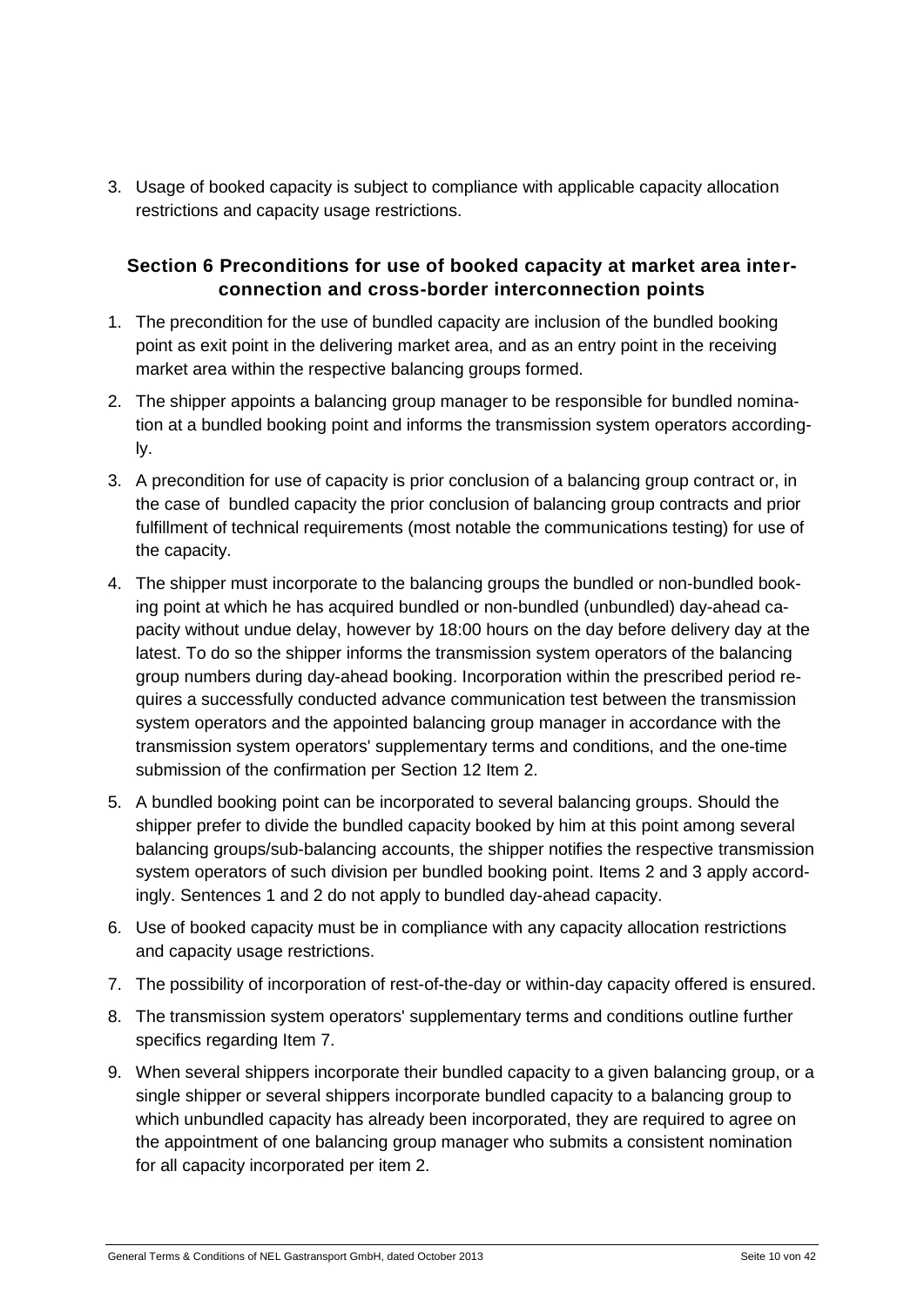3. Usage of booked capacity is subject to compliance with applicable capacity allocation restrictions and capacity usage restrictions.

## Section 6 Preconditions for use of booked capacity at market area interconnection and cross-border interconnection points

1. The precondition for the use of bundled capacity are inclusion of the bundled booking point as exit point in the delivering market area, and as an entry point in the receiving market area within the respective balancing groups formed.
2. The shipper appoints a balancing group manager to be responsible for bundled nomination at a bundled booking point and informs the transmission system operators accordingly.
3. A precondition for use of capacity is prior conclusion of a balancing group contract or, in the case of bundled capacity the prior conclusion of balancing group contracts and prior fulfillment of technical requirements (most notable the communications testing) for use of the capacity.
4. The shipper must incorporate to the balancing groups the bundled or non-bundled booking point at which he has acquired bundled or non-bundled (unbundled) day-ahead capacity without undue delay, however by 18:00 hours on the day before delivery day at the latest. To do so the shipper informs the transmission system operators of the balancing group numbers during day-ahead booking. Incorporation within the prescribed period requires a successfully conducted advance communication test between the transmission system operators and the appointed balancing group manager in accordance with the transmission system operators' supplementary terms and conditions, and the one-time submission of the confirmation per Section 12 Item 2.
5. A bundled booking point can be incorporated to several balancing groups. Should the shipper prefer to divide the bundled capacity booked by him at this point among several balancing groups/sub-balancing accounts, the shipper notifies the respective transmission system operators of such division per bundled booking point. Items 2 and 3 apply accordingly. Sentences 1 and 2 do not apply to bundled day-ahead capacity.
6. Use of booked capacity must be in compliance with any capacity allocation restrictions and capacity usage restrictions.
7. The possibility of incorporation of rest-of-the-day or within-day capacity offered is ensured.
8. The transmission system operators' supplementary terms and conditions outline further specifics regarding Item 7.
9. When several shippers incorporate their bundled capacity to a given balancing group, or a single shipper or several shippers incorporate bundled capacity to a balancing group to which unbundled capacity has already been incorporated, they are required to agree on the appointment of one balancing group manager who submits a consistent nomination for all capacity incorporated per item 2.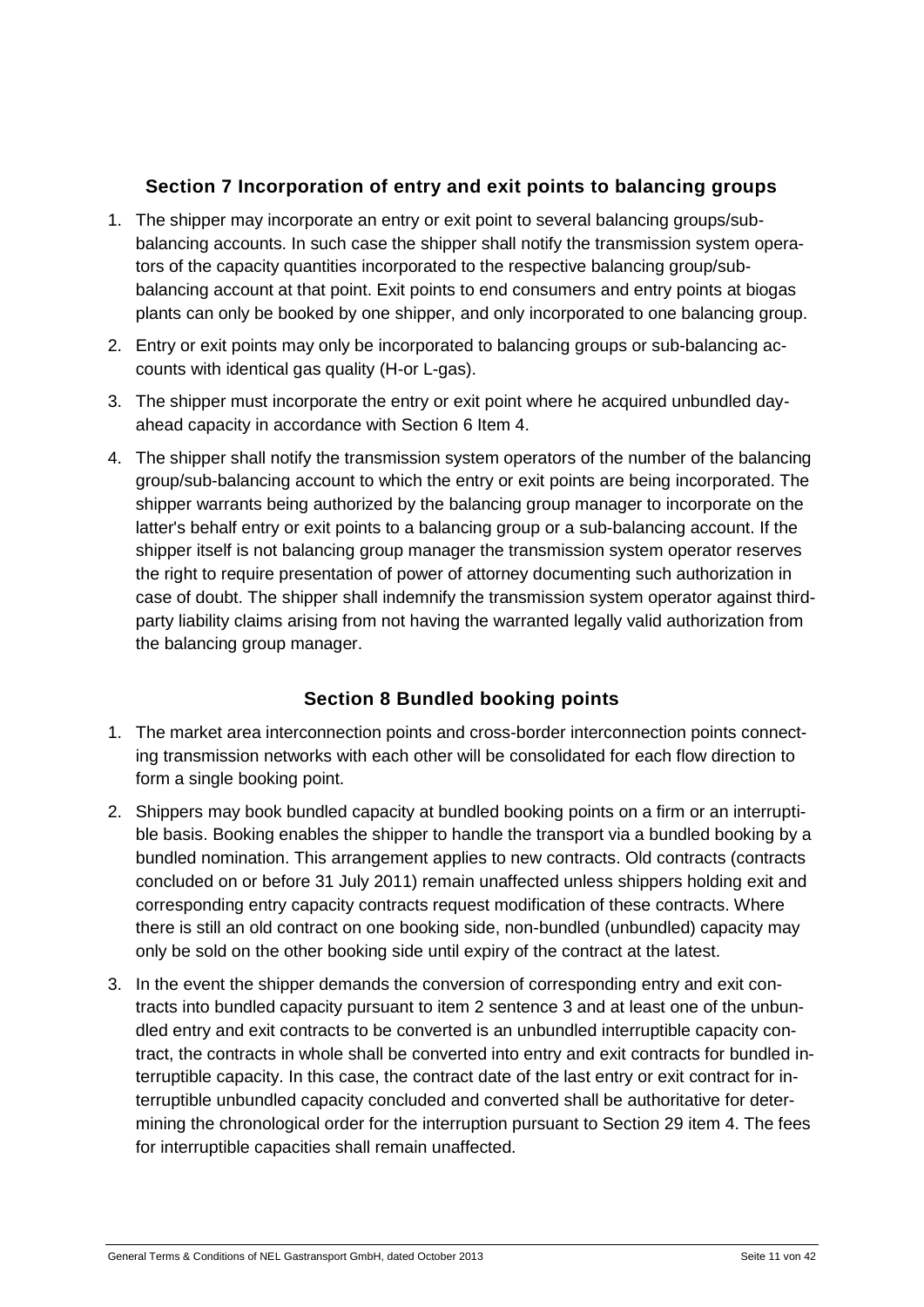## Section 7 Incorporation of entry and exit points to balancing groups

1. The shipper may incorporate an entry or exit point to several balancing groups/sub-balancing accounts. In such case the shipper shall notify the transmission system operators of the capacity quantities incorporated to the respective balancing group/sub-balancing account at that point. Exit points to end consumers and entry points at biogas plants can only be booked by one shipper, and only incorporated to one balancing group.
2. Entry or exit points may only be incorporated to balancing groups or sub-balancing accounts with identical gas quality (H-or L-gas).
3. The shipper must incorporate the entry or exit point where he acquired unbundled day-ahead capacity in accordance with Section 6 Item 4.
4. The shipper shall notify the transmission system operators of the number of the balancing group/sub-balancing account to which the entry or exit points are being incorporated. The shipper warrants being authorized by the balancing group manager to incorporate on the latter's behalf entry or exit points to a balancing group or a sub-balancing account. If the shipper itself is not balancing group manager the transmission system operator reserves the right to require presentation of power of attorney documenting such authorization in case of doubt. The shipper shall indemnify the transmission system operator against third-party liability claims arising from not having the warranted legally valid authorization from the balancing group manager.

## Section 8 Bundled booking points

1. The market area interconnection points and cross-border interconnection points connecting transmission networks with each other will be consolidated for each flow direction to form a single booking point.
2. Shippers may book bundled capacity at bundled booking points on a firm or an interruptible basis. Booking enables the shipper to handle the transport via a bundled booking by a bundled nomination. This arrangement applies to new contracts. Old contracts (contracts concluded on or before 31 July 2011) remain unaffected unless shippers holding exit and corresponding entry capacity contracts request modification of these contracts. Where there is still an old contract on one booking side, non-bundled (unbundled) capacity may only be sold on the other booking side until expiry of the contract at the latest.
3. In the event the shipper demands the conversion of corresponding entry and exit contracts into bundled capacity pursuant to item 2 sentence 3 and at least one of the unbundled entry and exit contracts to be converted is an unbundled interruptible capacity contract, the contracts in whole shall be converted into entry and exit contracts for bundled interruptible capacity. In this case, the contract date of the last entry or exit contract for interruptible unbundled capacity concluded and converted shall be authoritative for determining the chronological order for the interruption pursuant to Section 29 item 4. The fees for interruptible capacities shall remain unaffected.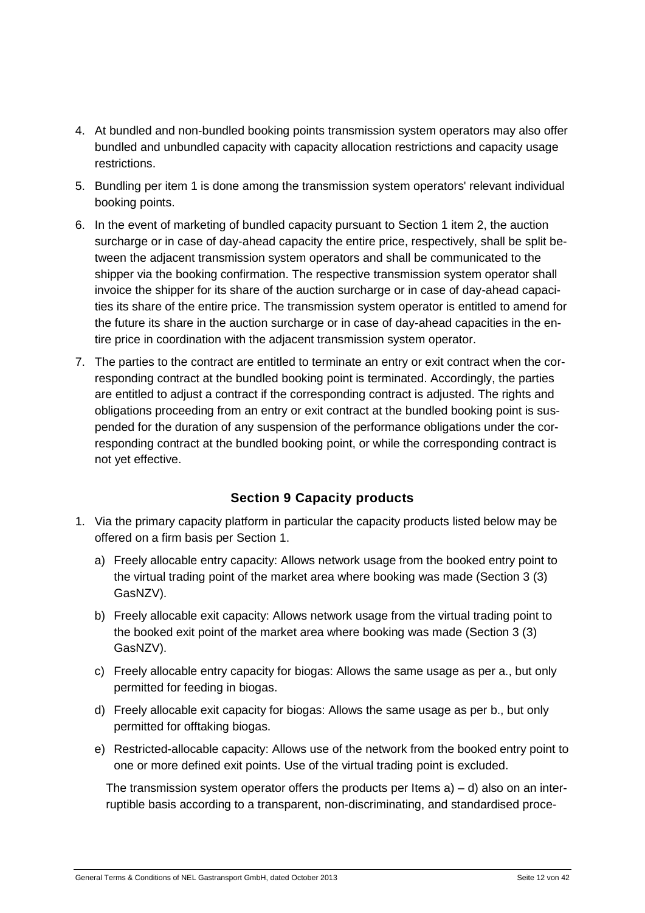4. At bundled and non-bundled booking points transmission system operators may also offer bundled and unbundled capacity with capacity allocation restrictions and capacity usage restrictions.
5. Bundling per item 1 is done among the transmission system operators' relevant individual booking points.
6. In the event of marketing of bundled capacity pursuant to Section 1 item 2, the auction surcharge or in case of day-ahead capacity the entire price, respectively, shall be split between the adjacent transmission system operators and shall be communicated to the shipper via the booking confirmation. The respective transmission system operator shall invoice the shipper for its share of the auction surcharge or in case of day-ahead capacities its share of the entire price. The transmission system operator is entitled to amend for the future its share in the auction surcharge or in case of day-ahead capacities in the entire price in coordination with the adjacent transmission system operator.
7. The parties to the contract are entitled to terminate an entry or exit contract when the corresponding contract at the bundled booking point is terminated. Accordingly, the parties are entitled to adjust a contract if the corresponding contract is adjusted. The rights and obligations proceeding from an entry or exit contract at the bundled booking point is suspended for the duration of any suspension of the performance obligations under the corresponding contract at the bundled booking point, or while the corresponding contract is not yet effective.

## Section 9 Capacity products

1. Via the primary capacity platform in particular the capacity products listed below may be offered on a firm basis per Section 1.
   a) Freely allocable entry capacity: Allows network usage from the booked entry point to the virtual trading point of the market area where booking was made (Section 3 (3) GasNZV).
   b) Freely allocable exit capacity: Allows network usage from the virtual trading point to the booked exit point of the market area where booking was made (Section 3 (3) GasNZV).
   c) Freely allocable entry capacity for biogas: Allows the same usage as per a., but only permitted for feeding in biogas.
   d) Freely allocable exit capacity for biogas: Allows the same usage as per b., but only permitted for offtaking biogas.
   e) Restricted-allocable capacity: Allows use of the network from the booked entry point to one or more defined exit points. Use of the virtual trading point is excluded.

   The transmission system operator offers the products per Items a) – d) also on an interruptible basis according to a transparent, non-discriminating, and standardised proce-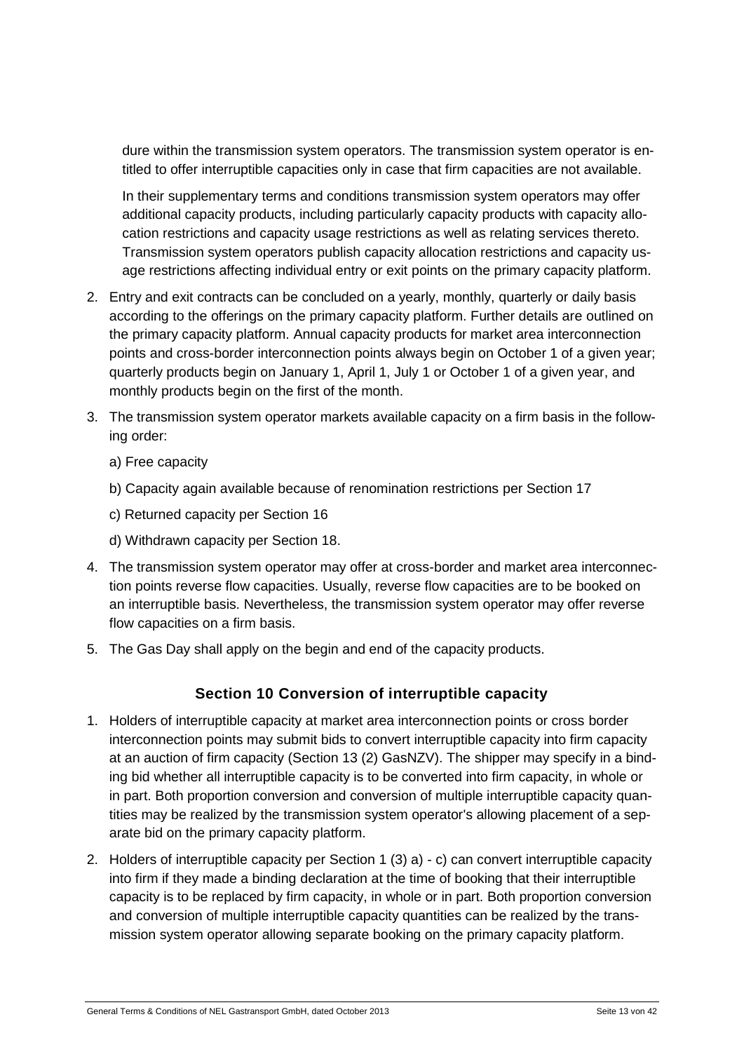dure within the transmission system operators. The transmission system operator is entitled to offer interruptible capacities only in case that firm capacities are not available.

In their supplementary terms and conditions transmission system operators may offer additional capacity products, including particularly capacity products with capacity allocation restrictions and capacity usage restrictions as well as relating services thereto. Transmission system operators publish capacity allocation restrictions and capacity usage restrictions affecting individual entry or exit points on the primary capacity platform.

2. Entry and exit contracts can be concluded on a yearly, monthly, quarterly or daily basis according to the offerings on the primary capacity platform. Further details are outlined on the primary capacity platform. Annual capacity products for market area interconnection points and cross-border interconnection points always begin on October 1 of a given year; quarterly products begin on January 1, April 1, July 1 or October 1 of a given year, and monthly products begin on the first of the month.

3. The transmission system operator markets available capacity on a firm basis in the following order:

   a) Free capacity

   b) Capacity again available because of renomination restrictions per Section 17

   c) Returned capacity per Section 16

   d) Withdrawn capacity per Section 18.

4. The transmission system operator may offer at cross-border and market area interconnection points reverse flow capacities. Usually, reverse flow capacities are to be booked on an interruptible basis. Nevertheless, the transmission system operator may offer reverse flow capacities on a firm basis.

5. The Gas Day shall apply on the begin and end of the capacity products.

## Section 10 Conversion of interruptible capacity

1. Holders of interruptible capacity at market area interconnection points or cross border interconnection points may submit bids to convert interruptible capacity into firm capacity at an auction of firm capacity (Section 13 (2) GasNZV). The shipper may specify in a binding bid whether all interruptible capacity is to be converted into firm capacity, in whole or in part. Both proportion conversion and conversion of multiple interruptible capacity quantities may be realized by the transmission system operator's allowing placement of a separate bid on the primary capacity platform.

2. Holders of interruptible capacity per Section 1 (3) a) - c) can convert interruptible capacity into firm if they made a binding declaration at the time of booking that their interruptible capacity is to be replaced by firm capacity, in whole or in part. Both proportion conversion and conversion of multiple interruptible capacity quantities can be realized by the transmission system operator allowing separate booking on the primary capacity platform.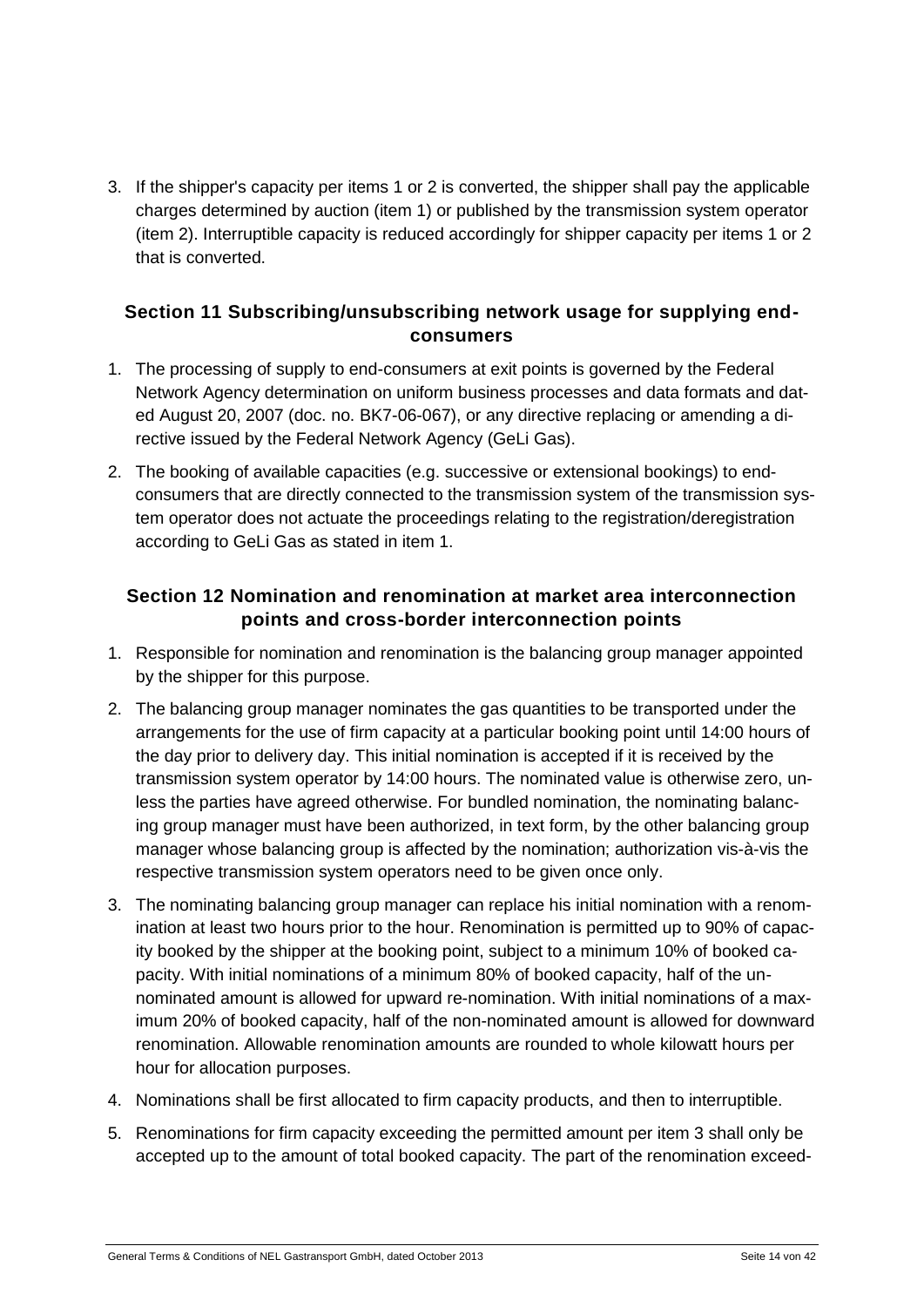3. If the shipper's capacity per items 1 or 2 is converted, the shipper shall pay the applicable charges determined by auction (item 1) or published by the transmission system operator (item 2). Interruptible capacity is reduced accordingly for shipper capacity per items 1 or 2 that is converted.

## Section 11 Subscribing/unsubscribing network usage for supplying end-consumers

1. The processing of supply to end-consumers at exit points is governed by the Federal Network Agency determination on uniform business processes and data formats and dated August 20, 2007 (doc. no. BK7-06-067), or any directive replacing or amending a directive issued by the Federal Network Agency (GeLi Gas).
2. The booking of available capacities (e.g. successive or extensional bookings) to end-consumers that are directly connected to the transmission system of the transmission system operator does not actuate the proceedings relating to the registration/deregistration according to GeLi Gas as stated in item 1.

## Section 12 Nomination and renomination at market area interconnection points and cross-border interconnection points

1. Responsible for nomination and renomination is the balancing group manager appointed by the shipper for this purpose.
2. The balancing group manager nominates the gas quantities to be transported under the arrangements for the use of firm capacity at a particular booking point until 14:00 hours of the day prior to delivery day. This initial nomination is accepted if it is received by the transmission system operator by 14:00 hours. The nominated value is otherwise zero, unless the parties have agreed otherwise. For bundled nomination, the nominating balancing group manager must have been authorized, in text form, by the other balancing group manager whose balancing group is affected by the nomination; authorization vis-à-vis the respective transmission system operators need to be given once only.
3. The nominating balancing group manager can replace his initial nomination with a renomination at least two hours prior to the hour. Renomination is permitted up to 90% of capacity booked by the shipper at the booking point, subject to a minimum 10% of booked capacity. With initial nominations of a minimum 80% of booked capacity, half of the un-nominated amount is allowed for upward re-nomination. With initial nominations of a maximum 20% of booked capacity, half of the non-nominated amount is allowed for downward renomination. Allowable renomination amounts are rounded to whole kilowatt hours per hour for allocation purposes.
4. Nominations shall be first allocated to firm capacity products, and then to interruptible.
5. Renominations for firm capacity exceeding the permitted amount per item 3 shall only be accepted up to the amount of total booked capacity. The part of the renomination exceed-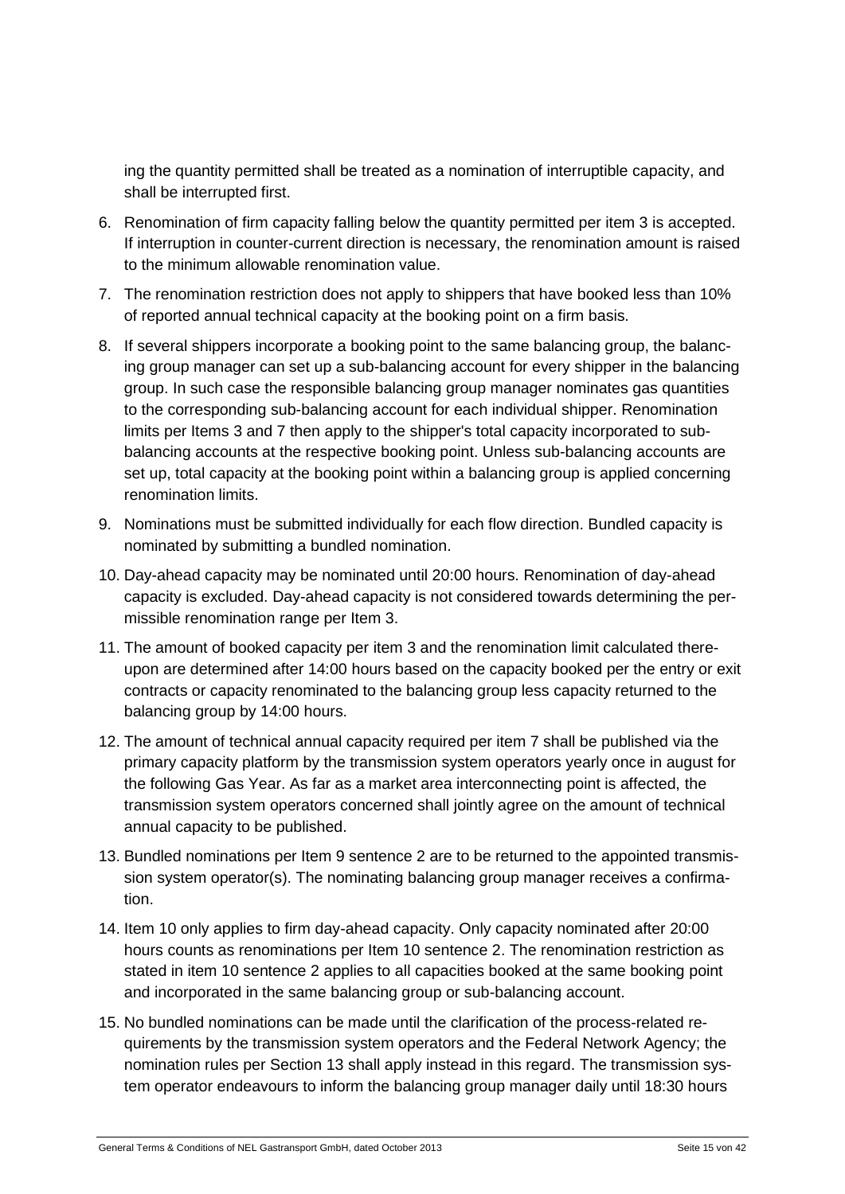ing the quantity permitted shall be treated as a nomination of interruptible capacity, and shall be interrupted first.

6. Renomination of firm capacity falling below the quantity permitted per item 3 is accepted. If interruption in counter-current direction is necessary, the renomination amount is raised to the minimum allowable renomination value.

7. The renomination restriction does not apply to shippers that have booked less than 10% of reported annual technical capacity at the booking point on a firm basis.

8. If several shippers incorporate a booking point to the same balancing group, the balancing group manager can set up a sub-balancing account for every shipper in the balancing group. In such case the responsible balancing group manager nominates gas quantities to the corresponding sub-balancing account for each individual shipper. Renomination limits per Items 3 and 7 then apply to the shipper's total capacity incorporated to sub-balancing accounts at the respective booking point. Unless sub-balancing accounts are set up, total capacity at the booking point within a balancing group is applied concerning renomination limits.

9. Nominations must be submitted individually for each flow direction. Bundled capacity is nominated by submitting a bundled nomination.

10. Day-ahead capacity may be nominated until 20:00 hours. Renomination of day-ahead capacity is excluded. Day-ahead capacity is not considered towards determining the permissible renomination range per Item 3.

11. The amount of booked capacity per item 3 and the renomination limit calculated thereupon are determined after 14:00 hours based on the capacity booked per the entry or exit contracts or capacity renominated to the balancing group less capacity returned to the balancing group by 14:00 hours.

12. The amount of technical annual capacity required per item 7 shall be published via the primary capacity platform by the transmission system operators yearly once in august for the following Gas Year. As far as a market area interconnecting point is affected, the transmission system operators concerned shall jointly agree on the amount of technical annual capacity to be published.

13. Bundled nominations per Item 9 sentence 2 are to be returned to the appointed transmission system operator(s). The nominating balancing group manager receives a confirmation.

14. Item 10 only applies to firm day-ahead capacity. Only capacity nominated after 20:00 hours counts as renominations per Item 10 sentence 2. The renomination restriction as stated in item 10 sentence 2 applies to all capacities booked at the same booking point and incorporated in the same balancing group or sub-balancing account.

15. No bundled nominations can be made until the clarification of the process-related requirements by the transmission system operators and the Federal Network Agency; the nomination rules per Section 13 shall apply instead in this regard. The transmission system operator endeavours to inform the balancing group manager daily until 18:30 hours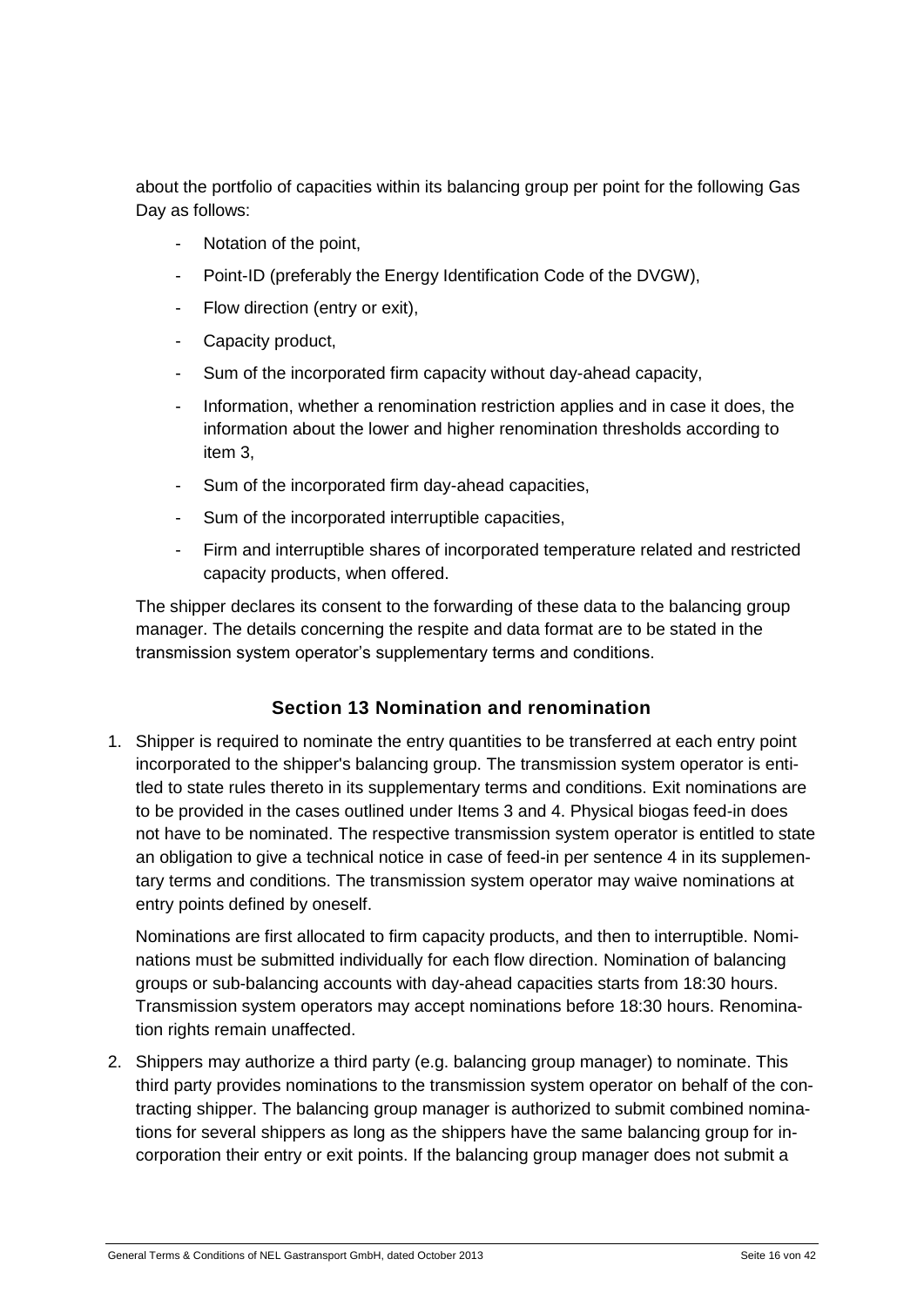about the portfolio of capacities within its balancing group per point for the following Gas Day as follows:

- Notation of the point,
- Point-ID (preferably the Energy Identification Code of the DVGW),
- Flow direction (entry or exit),
- Capacity product,
- Sum of the incorporated firm capacity without day-ahead capacity,
- Information, whether a renomination restriction applies and in case it does, the information about the lower and higher renomination thresholds according to item 3,
- Sum of the incorporated firm day-ahead capacities,
- Sum of the incorporated interruptible capacities,
- Firm and interruptible shares of incorporated temperature related and restricted capacity products, when offered.

The shipper declares its consent to the forwarding of these data to the balancing group manager. The details concerning the respite and data format are to be stated in the transmission system operator's supplementary terms and conditions.

## Section 13 Nomination and renomination

1. Shipper is required to nominate the entry quantities to be transferred at each entry point incorporated to the shipper's balancing group. The transmission system operator is entitled to state rules thereto in its supplementary terms and conditions. Exit nominations are to be provided in the cases outlined under Items 3 and 4. Physical biogas feed-in does not have to be nominated. The respective transmission system operator is entitled to state an obligation to give a technical notice in case of feed-in per sentence 4 in its supplementary terms and conditions. The transmission system operator may waive nominations at entry points defined by oneself.

   Nominations are first allocated to firm capacity products, and then to interruptible. Nominations must be submitted individually for each flow direction. Nomination of balancing groups or sub-balancing accounts with day-ahead capacities starts from 18:30 hours. Transmission system operators may accept nominations before 18:30 hours. Renomination rights remain unaffected.

2. Shippers may authorize a third party (e.g. balancing group manager) to nominate. This third party provides nominations to the transmission system operator on behalf of the contracting shipper. The balancing group manager is authorized to submit combined nominations for several shippers as long as the shippers have the same balancing group for incorporation their entry or exit points. If the balancing group manager does not submit a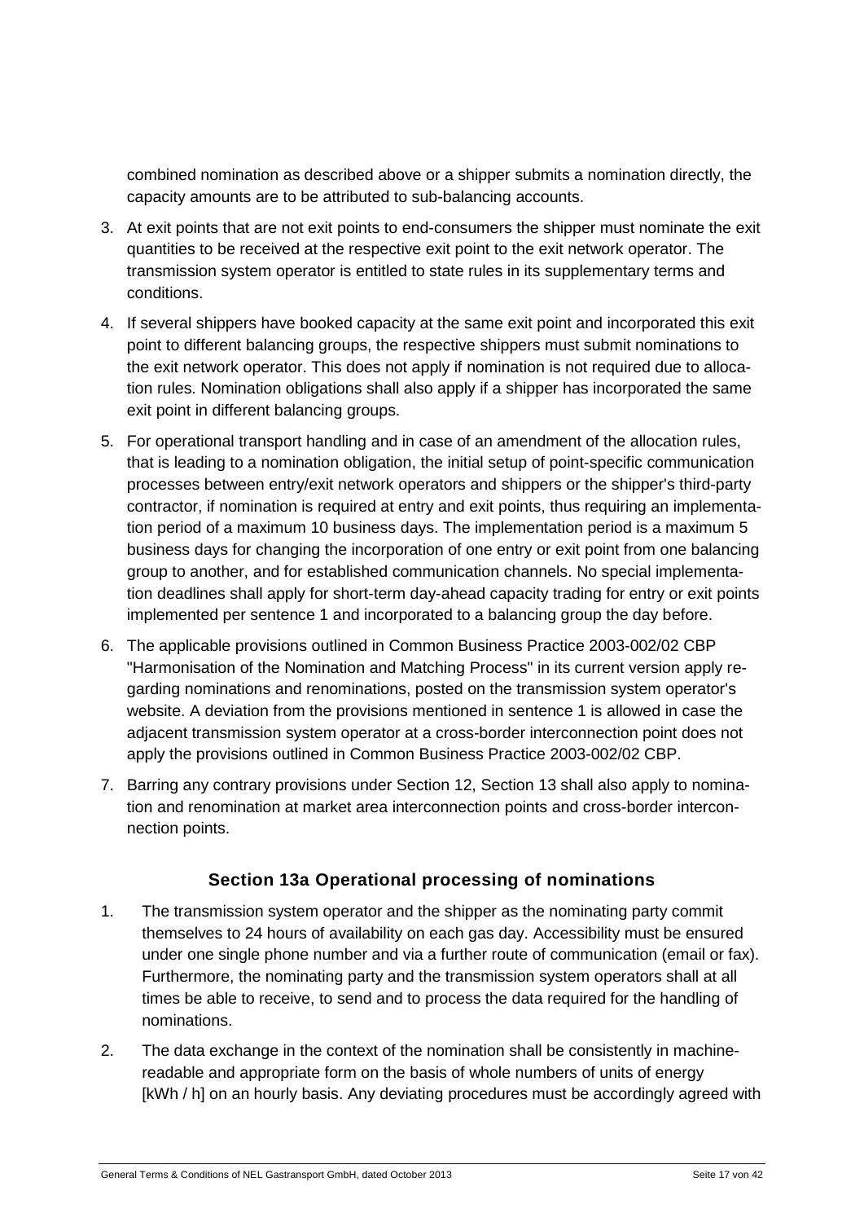combined nomination as described above or a shipper submits a nomination directly, the capacity amounts are to be attributed to sub-balancing accounts.

3. At exit points that are not exit points to end-consumers the shipper must nominate the exit quantities to be received at the respective exit point to the exit network operator. The transmission system operator is entitled to state rules in its supplementary terms and conditions.

4. If several shippers have booked capacity at the same exit point and incorporated this exit point to different balancing groups, the respective shippers must submit nominations to the exit network operator. This does not apply if nomination is not required due to allocation rules. Nomination obligations shall also apply if a shipper has incorporated the same exit point in different balancing groups.

5. For operational transport handling and in case of an amendment of the allocation rules, that is leading to a nomination obligation, the initial setup of point-specific communication processes between entry/exit network operators and shippers or the shipper's third-party contractor, if nomination is required at entry and exit points, thus requiring an implementation period of a maximum 10 business days. The implementation period is a maximum 5 business days for changing the incorporation of one entry or exit point from one balancing group to another, and for established communication channels. No special implementation deadlines shall apply for short-term day-ahead capacity trading for entry or exit points implemented per sentence 1 and incorporated to a balancing group the day before.

6. The applicable provisions outlined in Common Business Practice 2003-002/02 CBP "Harmonisation of the Nomination and Matching Process" in its current version apply regarding nominations and renominations, posted on the transmission system operator's website. A deviation from the provisions mentioned in sentence 1 is allowed in case the adjacent transmission system operator at a cross-border interconnection point does not apply the provisions outlined in Common Business Practice 2003-002/02 CBP.

7. Barring any contrary provisions under Section 12, Section 13 shall also apply to nomination and renomination at market area interconnection points and cross-border interconnection points.

## Section 13a Operational processing of nominations

1. The transmission system operator and the shipper as the nominating party commit themselves to 24 hours of availability on each gas day. Accessibility must be ensured under one single phone number and via a further route of communication (email or fax). Furthermore, the nominating party and the transmission system operators shall at all times be able to receive, to send and to process the data required for the handling of nominations.

2. The data exchange in the context of the nomination shall be consistently in machine-readable and appropriate form on the basis of whole numbers of units of energy [kWh / h] on an hourly basis. Any deviating procedures must be accordingly agreed with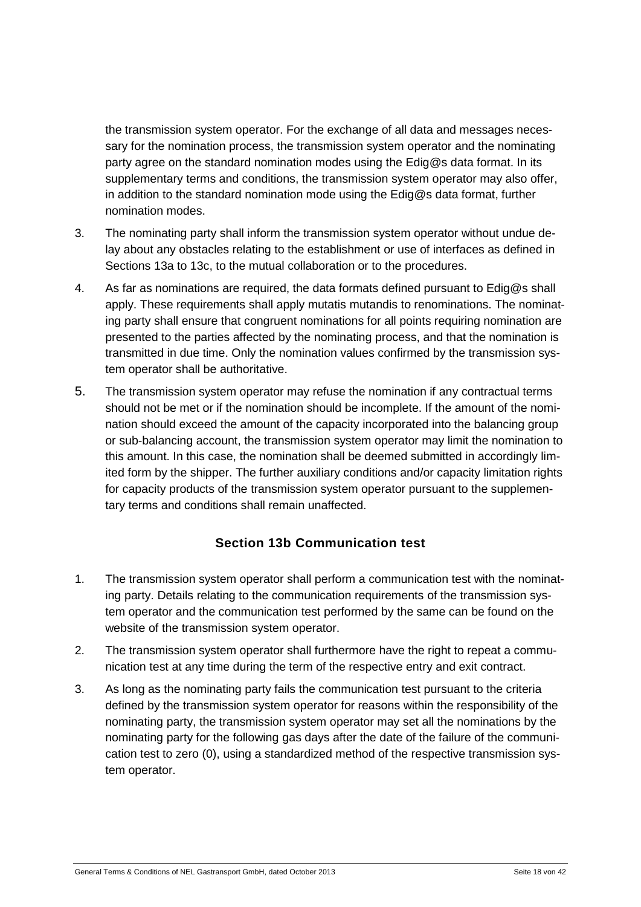the transmission system operator. For the exchange of all data and messages necessary for the nomination process, the transmission system operator and the nominating party agree on the standard nomination modes using the Edig@s data format. In its supplementary terms and conditions, the transmission system operator may also offer, in addition to the standard nomination mode using the Edig@s data format, further nomination modes.

3. The nominating party shall inform the transmission system operator without undue delay about any obstacles relating to the establishment or use of interfaces as defined in Sections 13a to 13c, to the mutual collaboration or to the procedures.

4. As far as nominations are required, the data formats defined pursuant to Edig@s shall apply. These requirements shall apply mutatis mutandis to renominations. The nominating party shall ensure that congruent nominations for all points requiring nomination are presented to the parties affected by the nominating process, and that the nomination is transmitted in due time. Only the nomination values confirmed by the transmission system operator shall be authoritative.

5. The transmission system operator may refuse the nomination if any contractual terms should not be met or if the nomination should be incomplete. If the amount of the nomination should exceed the amount of the capacity incorporated into the balancing group or sub-balancing account, the transmission system operator may limit the nomination to this amount. In this case, the nomination shall be deemed submitted in accordingly limited form by the shipper. The further auxiliary conditions and/or capacity limitation rights for capacity products of the transmission system operator pursuant to the supplementary terms and conditions shall remain unaffected.

## Section 13b Communication test

1. The transmission system operator shall perform a communication test with the nominating party. Details relating to the communication requirements of the transmission system operator and the communication test performed by the same can be found on the website of the transmission system operator.

2. The transmission system operator shall furthermore have the right to repeat a communication test at any time during the term of the respective entry and exit contract.

3. As long as the nominating party fails the communication test pursuant to the criteria defined by the transmission system operator for reasons within the responsibility of the nominating party, the transmission system operator may set all the nominations by the nominating party for the following gas days after the date of the failure of the communication test to zero (0), using a standardized method of the respective transmission system operator.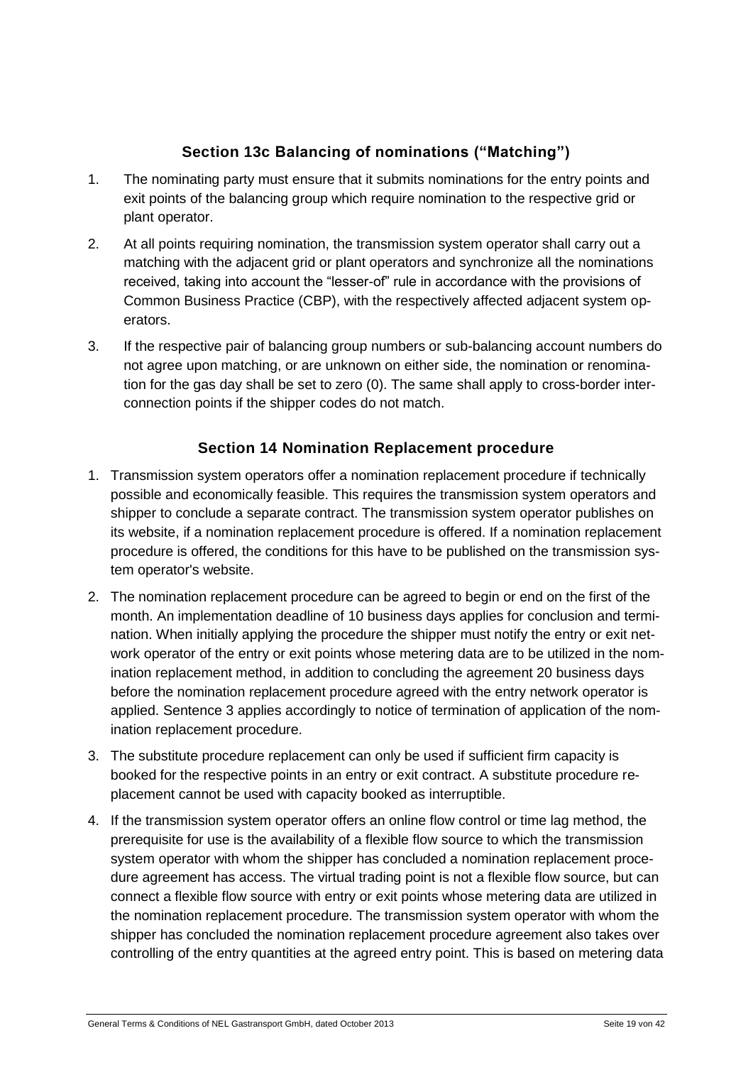## Section 13c Balancing of nominations ("Matching")

1. The nominating party must ensure that it submits nominations for the entry points and exit points of the balancing group which require nomination to the respective grid or plant operator.
2. At all points requiring nomination, the transmission system operator shall carry out a matching with the adjacent grid or plant operators and synchronize all the nominations received, taking into account the "lesser-of" rule in accordance with the provisions of Common Business Practice (CBP), with the respectively affected adjacent system operators.
3. If the respective pair of balancing group numbers or sub-balancing account numbers do not agree upon matching, or are unknown on either side, the nomination or renomination for the gas day shall be set to zero (0). The same shall apply to cross-border interconnection points if the shipper codes do not match.

## Section 14 Nomination Replacement procedure

1. Transmission system operators offer a nomination replacement procedure if technically possible and economically feasible. This requires the transmission system operators and shipper to conclude a separate contract. The transmission system operator publishes on its website, if a nomination replacement procedure is offered. If a nomination replacement procedure is offered, the conditions for this have to be published on the transmission system operator's website.
2. The nomination replacement procedure can be agreed to begin or end on the first of the month. An implementation deadline of 10 business days applies for conclusion and termination. When initially applying the procedure the shipper must notify the entry or exit network operator of the entry or exit points whose metering data are to be utilized in the nomination replacement method, in addition to concluding the agreement 20 business days before the nomination replacement procedure agreed with the entry network operator is applied. Sentence 3 applies accordingly to notice of termination of application of the nomination replacement procedure.
3. The substitute procedure replacement can only be used if sufficient firm capacity is booked for the respective points in an entry or exit contract. A substitute procedure replacement cannot be used with capacity booked as interruptible.
4. If the transmission system operator offers an online flow control or time lag method, the prerequisite for use is the availability of a flexible flow source to which the transmission system operator with whom the shipper has concluded a nomination replacement procedure agreement has access. The virtual trading point is not a flexible flow source, but can connect a flexible flow source with entry or exit points whose metering data are utilized in the nomination replacement procedure. The transmission system operator with whom the shipper has concluded the nomination replacement procedure agreement also takes over controlling of the entry quantities at the agreed entry point. This is based on metering data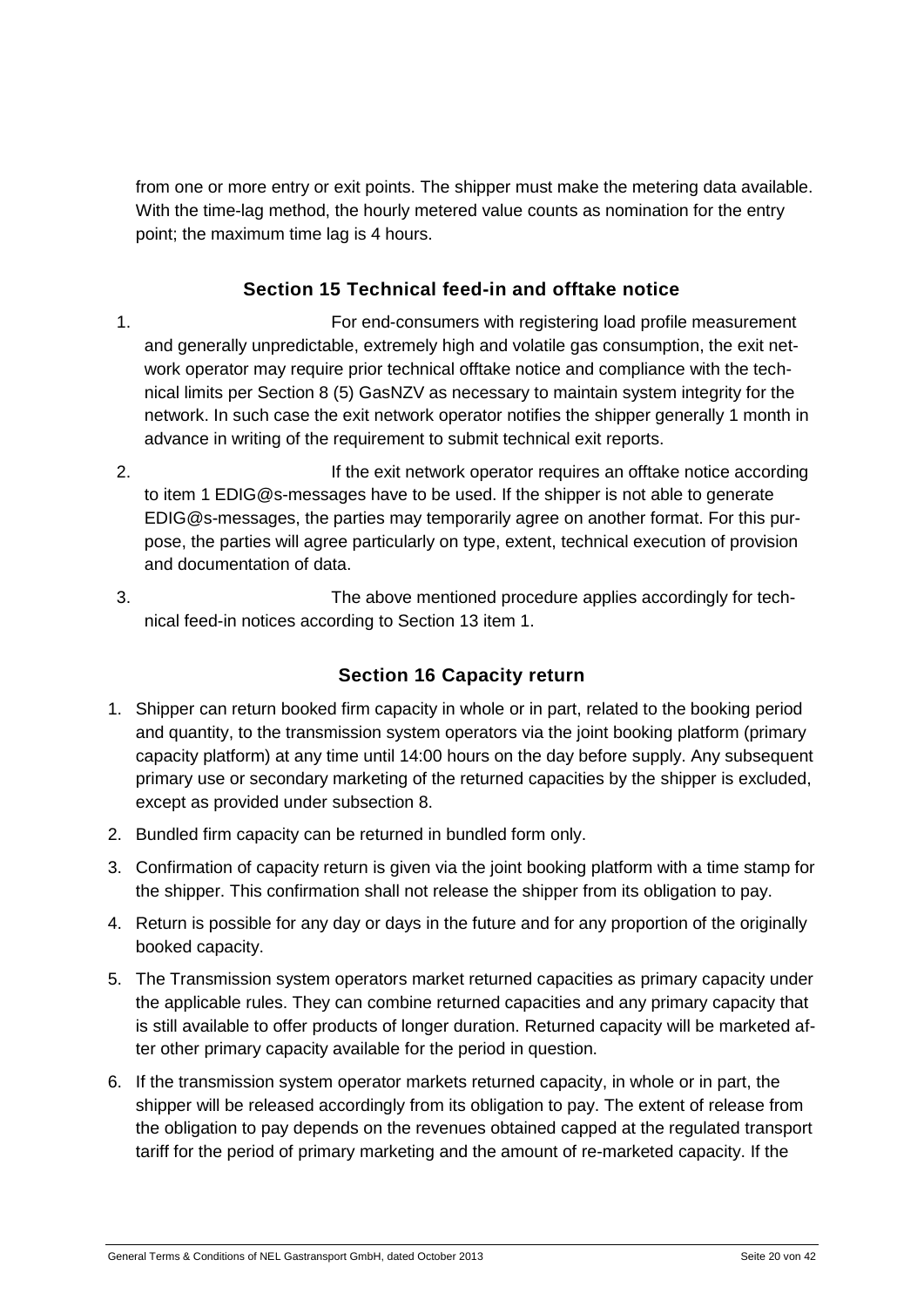from one or more entry or exit points. The shipper must make the metering data available. With the time-lag method, the hourly metered value counts as nomination for the entry point; the maximum time lag is 4 hours.

## Section 15 Technical feed-in and offtake notice

1. For end-consumers with registering load profile measurement and generally unpredictable, extremely high and volatile gas consumption, the exit network operator may require prior technical offtake notice and compliance with the technical limits per Section 8 (5) GasNZV as necessary to maintain system integrity for the network. In such case the exit network operator notifies the shipper generally 1 month in advance in writing of the requirement to submit technical exit reports.
2. If the exit network operator requires an offtake notice according to item 1 EDIG@s-messages have to be used. If the shipper is not able to generate EDIG@s-messages, the parties may temporarily agree on another format. For this purpose, the parties will agree particularly on type, extent, technical execution of provision and documentation of data.
3. The above mentioned procedure applies accordingly for technical feed-in notices according to Section 13 item 1.

## Section 16 Capacity return

1. Shipper can return booked firm capacity in whole or in part, related to the booking period and quantity, to the transmission system operators via the joint booking platform (primary capacity platform) at any time until 14:00 hours on the day before supply. Any subsequent primary use or secondary marketing of the returned capacities by the shipper is excluded, except as provided under subsection 8.
2. Bundled firm capacity can be returned in bundled form only.
3. Confirmation of capacity return is given via the joint booking platform with a time stamp for the shipper. This confirmation shall not release the shipper from its obligation to pay.
4. Return is possible for any day or days in the future and for any proportion of the originally booked capacity.
5. The Transmission system operators market returned capacities as primary capacity under the applicable rules. They can combine returned capacities and any primary capacity that is still available to offer products of longer duration. Returned capacity will be marketed after other primary capacity available for the period in question.
6. If the transmission system operator markets returned capacity, in whole or in part, the shipper will be released accordingly from its obligation to pay. The extent of release from the obligation to pay depends on the revenues obtained capped at the regulated transport tariff for the period of primary marketing and the amount of re-marketed capacity. If the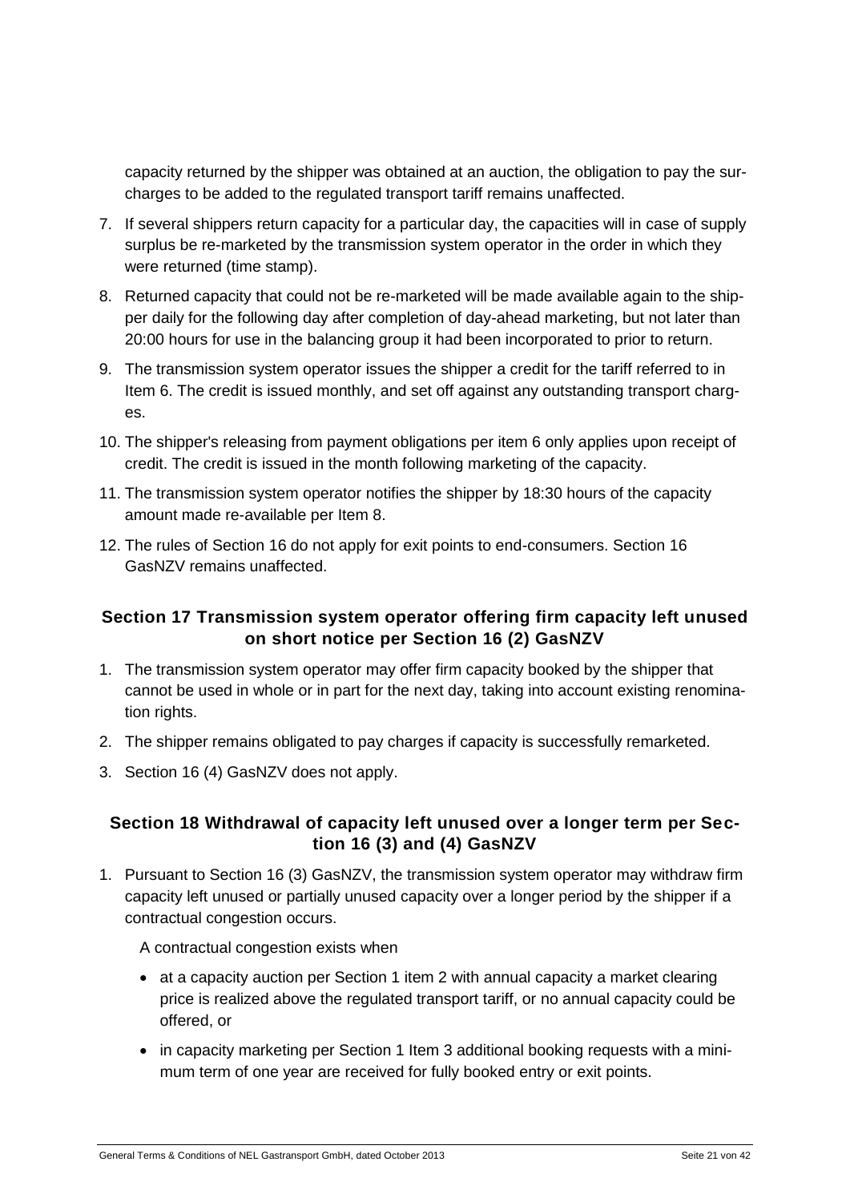capacity returned by the shipper was obtained at an auction, the obligation to pay the surcharges to be added to the regulated transport tariff remains unaffected.

7. If several shippers return capacity for a particular day, the capacities will in case of supply surplus be re-marketed by the transmission system operator in the order in which they were returned (time stamp).
8. Returned capacity that could not be re-marketed will be made available again to the shipper daily for the following day after completion of day-ahead marketing, but not later than 20:00 hours for use in the balancing group it had been incorporated to prior to return.
9. The transmission system operator issues the shipper a credit for the tariff referred to in Item 6. The credit is issued monthly, and set off against any outstanding transport charges.
10. The shipper's releasing from payment obligations per item 6 only applies upon receipt of credit. The credit is issued in the month following marketing of the capacity.
11. The transmission system operator notifies the shipper by 18:30 hours of the capacity amount made re-available per Item 8.
12. The rules of Section 16 do not apply for exit points to end-consumers. Section 16 GasNZV remains unaffected.

## Section 17 Transmission system operator offering firm capacity left unused on short notice per Section 16 (2) GasNZV

1. The transmission system operator may offer firm capacity booked by the shipper that cannot be used in whole or in part for the next day, taking into account existing renomination rights.
2. The shipper remains obligated to pay charges if capacity is successfully remarketed.
3. Section 16 (4) GasNZV does not apply.

## Section 18 Withdrawal of capacity left unused over a longer term per Section 16 (3) and (4) GasNZV

1. Pursuant to Section 16 (3) GasNZV, the transmission system operator may withdraw firm capacity left unused or partially unused capacity over a longer period by the shipper if a contractual congestion occurs.

   A contractual congestion exists when

   - at a capacity auction per Section 1 item 2 with annual capacity a market clearing price is realized above the regulated transport tariff, or no annual capacity could be offered, or
   - in capacity marketing per Section 1 Item 3 additional booking requests with a minimum term of one year are received for fully booked entry or exit points.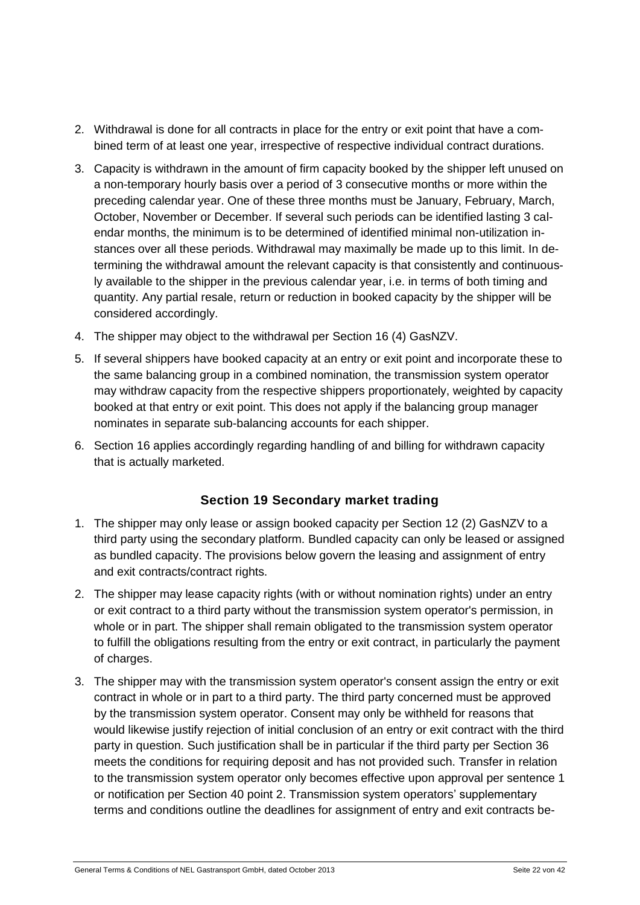2. Withdrawal is done for all contracts in place for the entry or exit point that have a combined term of at least one year, irrespective of respective individual contract durations.
3. Capacity is withdrawn in the amount of firm capacity booked by the shipper left unused on a non-temporary hourly basis over a period of 3 consecutive months or more within the preceding calendar year. One of these three months must be January, February, March, October, November or December. If several such periods can be identified lasting 3 calendar months, the minimum is to be determined of identified minimal non-utilization instances over all these periods. Withdrawal may maximally be made up to this limit. In determining the withdrawal amount the relevant capacity is that consistently and continuously available to the shipper in the previous calendar year, i.e. in terms of both timing and quantity. Any partial resale, return or reduction in booked capacity by the shipper will be considered accordingly.
4. The shipper may object to the withdrawal per Section 16 (4) GasNZV.
5. If several shippers have booked capacity at an entry or exit point and incorporate these to the same balancing group in a combined nomination, the transmission system operator may withdraw capacity from the respective shippers proportionately, weighted by capacity booked at that entry or exit point. This does not apply if the balancing group manager nominates in separate sub-balancing accounts for each shipper.
6. Section 16 applies accordingly regarding handling of and billing for withdrawn capacity that is actually marketed.

## Section 19 Secondary market trading

1. The shipper may only lease or assign booked capacity per Section 12 (2) GasNZV to a third party using the secondary platform. Bundled capacity can only be leased or assigned as bundled capacity. The provisions below govern the leasing and assignment of entry and exit contracts/contract rights.
2. The shipper may lease capacity rights (with or without nomination rights) under an entry or exit contract to a third party without the transmission system operator's permission, in whole or in part. The shipper shall remain obligated to the transmission system operator to fulfill the obligations resulting from the entry or exit contract, in particularly the payment of charges.
3. The shipper may with the transmission system operator's consent assign the entry or exit contract in whole or in part to a third party. The third party concerned must be approved by the transmission system operator. Consent may only be withheld for reasons that would likewise justify rejection of initial conclusion of an entry or exit contract with the third party in question. Such justification shall be in particular if the third party per Section 36 meets the conditions for requiring deposit and has not provided such. Transfer in relation to the transmission system operator only becomes effective upon approval per sentence 1 or notification per Section 40 point 2. Transmission system operators' supplementary terms and conditions outline the deadlines for assignment of entry and exit contracts be-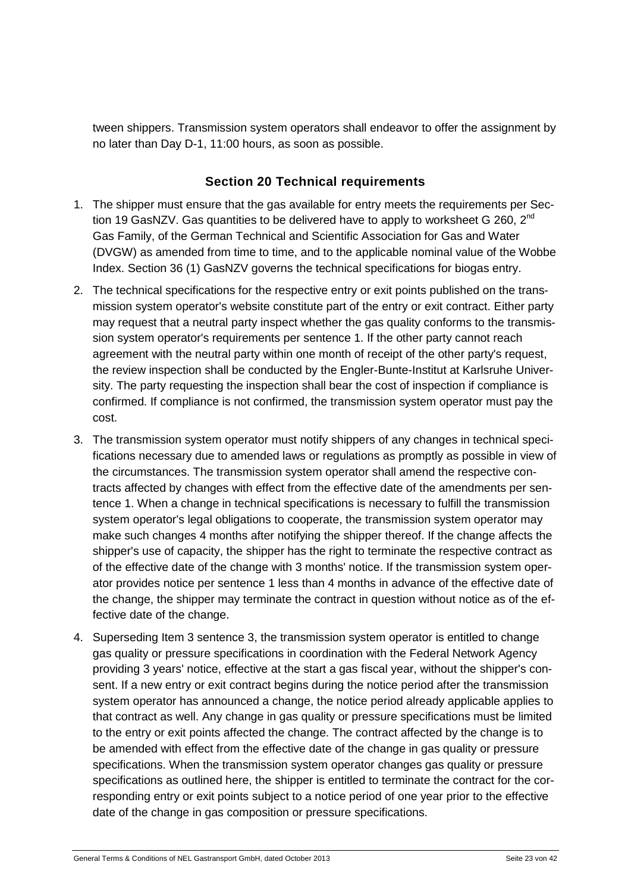tween shippers. Transmission system operators shall endeavor to offer the assignment by no later than Day D-1, 11:00 hours, as soon as possible.

### Section 20 Technical requirements

1. The shipper must ensure that the gas available for entry meets the requirements per Section 19 GasNZV. Gas quantities to be delivered have to apply to worksheet G 260, 2nd Gas Family, of the German Technical and Scientific Association for Gas and Water (DVGW) as amended from time to time, and to the applicable nominal value of the Wobbe Index. Section 36 (1) GasNZV governs the technical specifications for biogas entry.
2. The technical specifications for the respective entry or exit points published on the transmission system operator's website constitute part of the entry or exit contract. Either party may request that a neutral party inspect whether the gas quality conforms to the transmission system operator's requirements per sentence 1. If the other party cannot reach agreement with the neutral party within one month of receipt of the other party's request, the review inspection shall be conducted by the Engler-Bunte-Institut at Karlsruhe University. The party requesting the inspection shall bear the cost of inspection if compliance is confirmed. If compliance is not confirmed, the transmission system operator must pay the cost.
3. The transmission system operator must notify shippers of any changes in technical specifications necessary due to amended laws or regulations as promptly as possible in view of the circumstances. The transmission system operator shall amend the respective contracts affected by changes with effect from the effective date of the amendments per sentence 1. When a change in technical specifications is necessary to fulfill the transmission system operator's legal obligations to cooperate, the transmission system operator may make such changes 4 months after notifying the shipper thereof. If the change affects the shipper's use of capacity, the shipper has the right to terminate the respective contract as of the effective date of the change with 3 months' notice. If the transmission system operator provides notice per sentence 1 less than 4 months in advance of the effective date of the change, the shipper may terminate the contract in question without notice as of the effective date of the change.
4. Superseding Item 3 sentence 3, the transmission system operator is entitled to change gas quality or pressure specifications in coordination with the Federal Network Agency providing 3 years' notice, effective at the start a gas fiscal year, without the shipper's consent. If a new entry or exit contract begins during the notice period after the transmission system operator has announced a change, the notice period already applicable applies to that contract as well. Any change in gas quality or pressure specifications must be limited to the entry or exit points affected the change. The contract affected by the change is to be amended with effect from the effective date of the change in gas quality or pressure specifications. When the transmission system operator changes gas quality or pressure specifications as outlined here, the shipper is entitled to terminate the contract for the corresponding entry or exit points subject to a notice period of one year prior to the effective date of the change in gas composition or pressure specifications.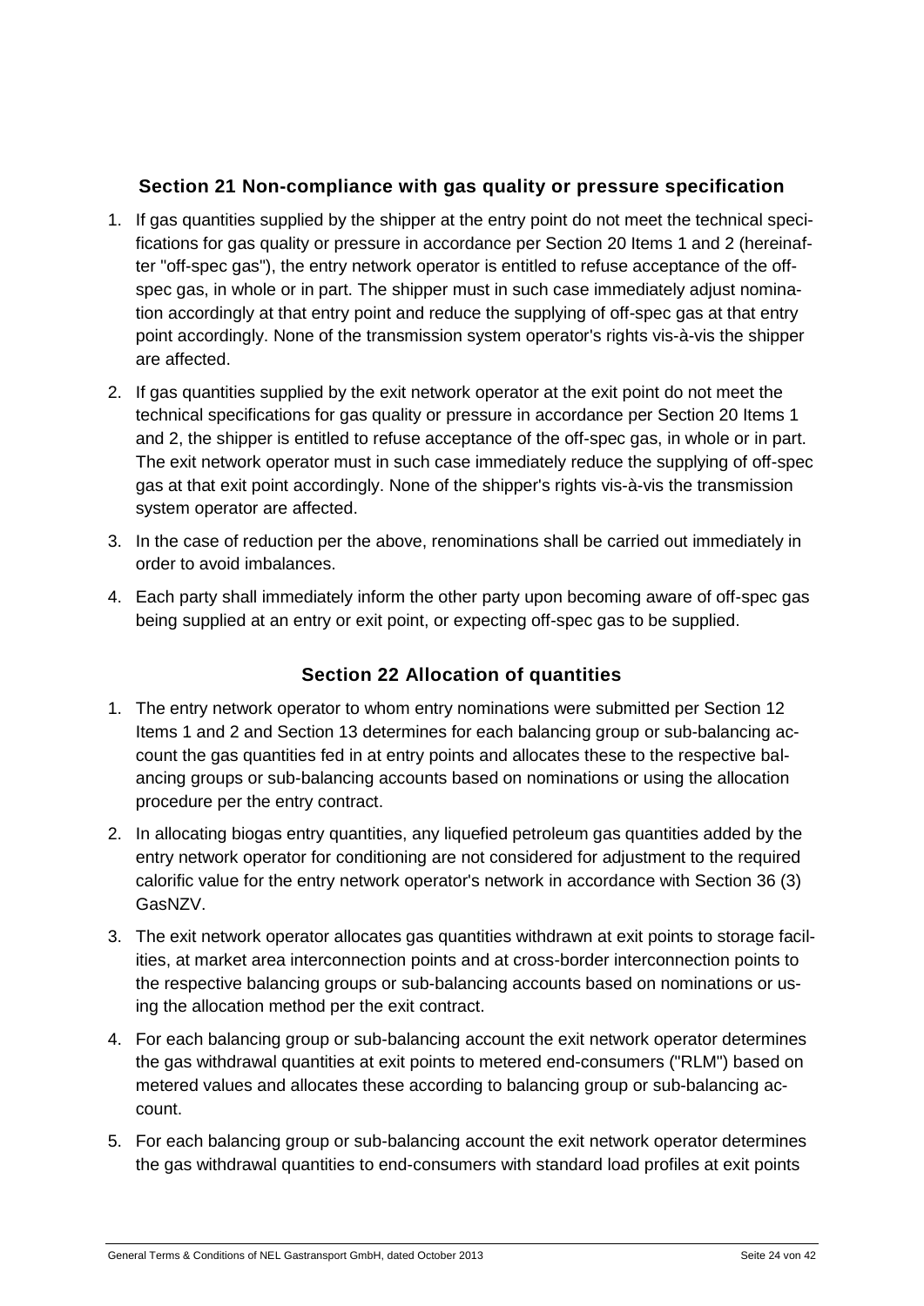## Section 21 Non-compliance with gas quality or pressure specification

1. If gas quantities supplied by the shipper at the entry point do not meet the technical specifications for gas quality or pressure in accordance per Section 20 Items 1 and 2 (hereinafter "off-spec gas"), the entry network operator is entitled to refuse acceptance of the off-spec gas, in whole or in part. The shipper must in such case immediately adjust nomination accordingly at that entry point and reduce the supplying of off-spec gas at that entry point accordingly. None of the transmission system operator's rights vis-à-vis the shipper are affected.
2. If gas quantities supplied by the exit network operator at the exit point do not meet the technical specifications for gas quality or pressure in accordance per Section 20 Items 1 and 2, the shipper is entitled to refuse acceptance of the off-spec gas, in whole or in part. The exit network operator must in such case immediately reduce the supplying of off-spec gas at that exit point accordingly. None of the shipper's rights vis-à-vis the transmission system operator are affected.
3. In the case of reduction per the above, renominations shall be carried out immediately in order to avoid imbalances.
4. Each party shall immediately inform the other party upon becoming aware of off-spec gas being supplied at an entry or exit point, or expecting off-spec gas to be supplied.

## Section 22 Allocation of quantities

1. The entry network operator to whom entry nominations were submitted per Section 12 Items 1 and 2 and Section 13 determines for each balancing group or sub-balancing account the gas quantities fed in at entry points and allocates these to the respective balancing groups or sub-balancing accounts based on nominations or using the allocation procedure per the entry contract.
2. In allocating biogas entry quantities, any liquefied petroleum gas quantities added by the entry network operator for conditioning are not considered for adjustment to the required calorific value for the entry network operator's network in accordance with Section 36 (3) GasNZV.
3. The exit network operator allocates gas quantities withdrawn at exit points to storage facilities, at market area interconnection points and at cross-border interconnection points to the respective balancing groups or sub-balancing accounts based on nominations or using the allocation method per the exit contract.
4. For each balancing group or sub-balancing account the exit network operator determines the gas withdrawal quantities at exit points to metered end-consumers ("RLM") based on metered values and allocates these according to balancing group or sub-balancing account.
5. For each balancing group or sub-balancing account the exit network operator determines the gas withdrawal quantities to end-consumers with standard load profiles at exit points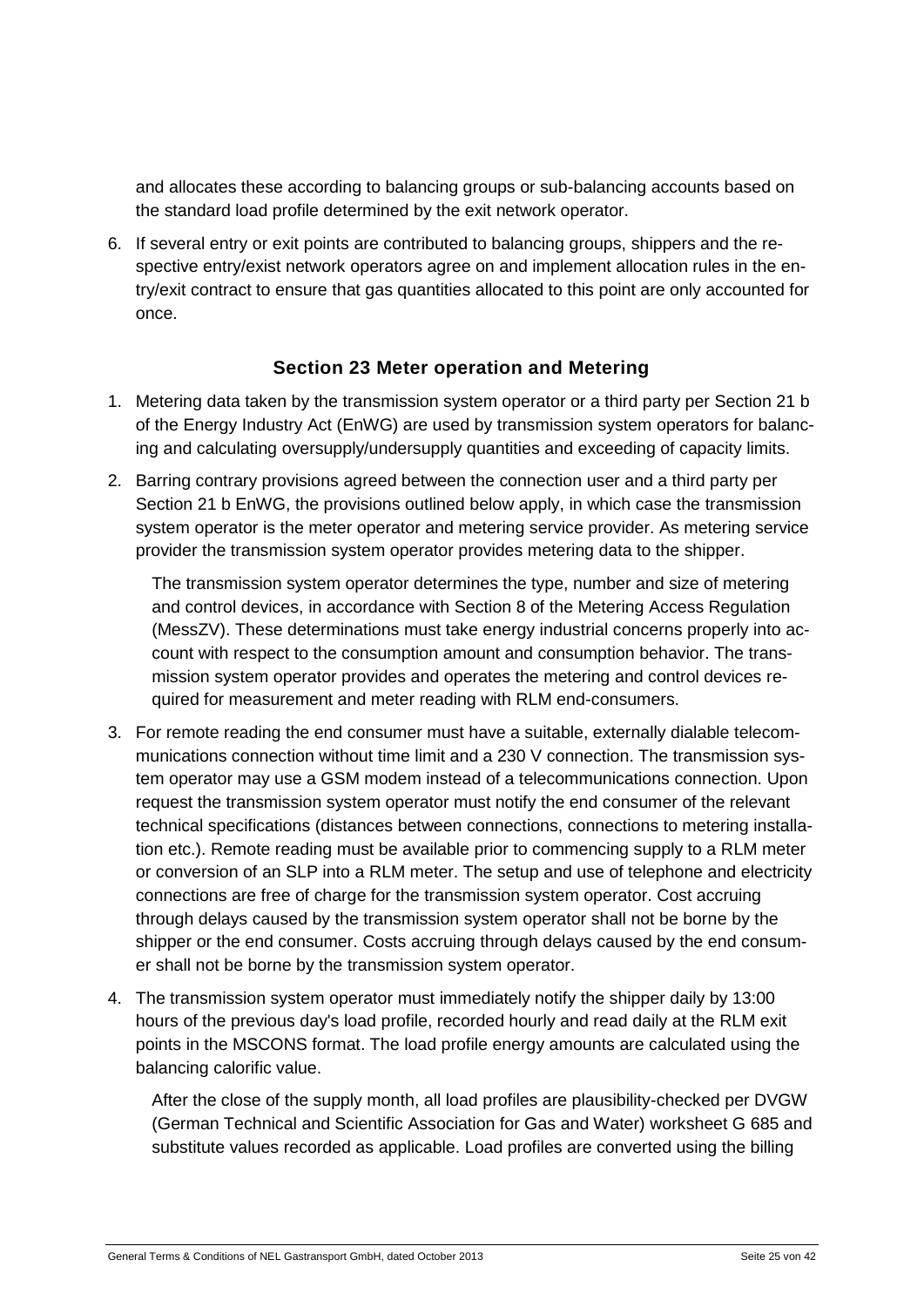and allocates these according to balancing groups or sub-balancing accounts based on the standard load profile determined by the exit network operator.

6. If several entry or exit points are contributed to balancing groups, shippers and the respective entry/exist network operators agree on and implement allocation rules in the entry/exit contract to ensure that gas quantities allocated to this point are only accounted for once.

## Section 23 Meter operation and Metering

1. Metering data taken by the transmission system operator or a third party per Section 21 b of the Energy Industry Act (EnWG) are used by transmission system operators for balancing and calculating oversupply/undersupply quantities and exceeding of capacity limits.
2. Barring contrary provisions agreed between the connection user and a third party per Section 21 b EnWG, the provisions outlined below apply, in which case the transmission system operator is the meter operator and metering service provider. As metering service provider the transmission system operator provides metering data to the shipper.

   The transmission system operator determines the type, number and size of metering and control devices, in accordance with Section 8 of the Metering Access Regulation (MessZV). These determinations must take energy industrial concerns properly into account with respect to the consumption amount and consumption behavior. The transmission system operator provides and operates the metering and control devices required for measurement and meter reading with RLM end-consumers.
3. For remote reading the end consumer must have a suitable, externally dialable telecommunications connection without time limit and a 230 V connection. The transmission system operator may use a GSM modem instead of a telecommunications connection. Upon request the transmission system operator must notify the end consumer of the relevant technical specifications (distances between connections, connections to metering installation etc.). Remote reading must be available prior to commencing supply to a RLM meter or conversion of an SLP into a RLM meter. The setup and use of telephone and electricity connections are free of charge for the transmission system operator. Cost accruing through delays caused by the transmission system operator shall not be borne by the shipper or the end consumer. Costs accruing through delays caused by the end consumer shall not be borne by the transmission system operator.
4. The transmission system operator must immediately notify the shipper daily by 13:00 hours of the previous day's load profile, recorded hourly and read daily at the RLM exit points in the MSCONS format. The load profile energy amounts are calculated using the balancing calorific value.

   After the close of the supply month, all load profiles are plausibility-checked per DVGW (German Technical and Scientific Association for Gas and Water) worksheet G 685 and substitute values recorded as applicable. Load profiles are converted using the billing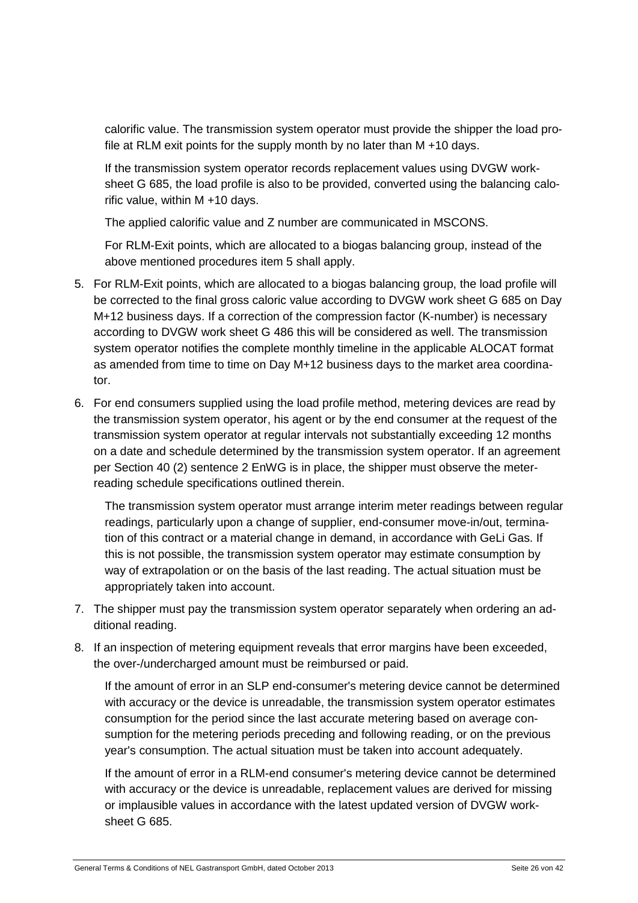calorific value. The transmission system operator must provide the shipper the load profile at RLM exit points for the supply month by no later than M +10 days.

If the transmission system operator records replacement values using DVGW worksheet G 685, the load profile is also to be provided, converted using the balancing calorific value, within M +10 days.

The applied calorific value and Z number are communicated in MSCONS.

For RLM-Exit points, which are allocated to a biogas balancing group, instead of the above mentioned procedures item 5 shall apply.

5. For RLM-Exit points, which are allocated to a biogas balancing group, the load profile will be corrected to the final gross caloric value according to DVGW work sheet G 685 on Day M+12 business days. If a correction of the compression factor (K-number) is necessary according to DVGW work sheet G 486 this will be considered as well. The transmission system operator notifies the complete monthly timeline in the applicable ALOCAT format as amended from time to time on Day M+12 business days to the market area coordinator.

6. For end consumers supplied using the load profile method, metering devices are read by the transmission system operator, his agent or by the end consumer at the request of the transmission system operator at regular intervals not substantially exceeding 12 months on a date and schedule determined by the transmission system operator. If an agreement per Section 40 (2) sentence 2 EnWG is in place, the shipper must observe the meter-reading schedule specifications outlined therein.

   The transmission system operator must arrange interim meter readings between regular readings, particularly upon a change of supplier, end-consumer move-in/out, termination of this contract or a material change in demand, in accordance with GeLi Gas. If this is not possible, the transmission system operator may estimate consumption by way of extrapolation or on the basis of the last reading. The actual situation must be appropriately taken into account.

7. The shipper must pay the transmission system operator separately when ordering an additional reading.

8. If an inspection of metering equipment reveals that error margins have been exceeded, the over-/undercharged amount must be reimbursed or paid.

   If the amount of error in an SLP end-consumer's metering device cannot be determined with accuracy or the device is unreadable, the transmission system operator estimates consumption for the period since the last accurate metering based on average consumption for the metering periods preceding and following reading, or on the previous year's consumption. The actual situation must be taken into account adequately.

   If the amount of error in a RLM-end consumer's metering device cannot be determined with accuracy or the device is unreadable, replacement values are derived for missing or implausible values in accordance with the latest updated version of DVGW worksheet G 685.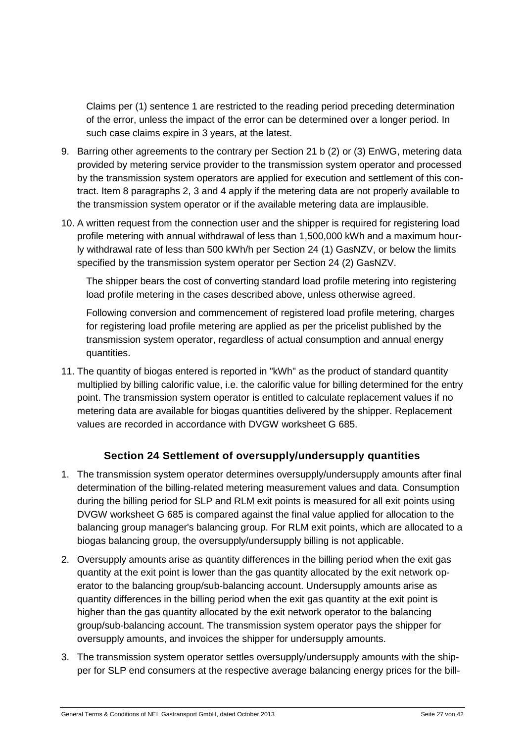Claims per (1) sentence 1 are restricted to the reading period preceding determination of the error, unless the impact of the error can be determined over a longer period. In such case claims expire in 3 years, at the latest.

9. Barring other agreements to the contrary per Section 21 b (2) or (3) EnWG, metering data provided by metering service provider to the transmission system operator and processed by the transmission system operators are applied for execution and settlement of this contract. Item 8 paragraphs 2, 3 and 4 apply if the metering data are not properly available to the transmission system operator or if the available metering data are implausible.

10. A written request from the connection user and the shipper is required for registering load profile metering with annual withdrawal of less than 1,500,000 kWh and a maximum hourly withdrawal rate of less than 500 kWh/h per Section 24 (1) GasNZV, or below the limits specified by the transmission system operator per Section 24 (2) GasNZV.

    The shipper bears the cost of converting standard load profile metering into registering load profile metering in the cases described above, unless otherwise agreed.

    Following conversion and commencement of registered load profile metering, charges for registering load profile metering are applied as per the pricelist published by the transmission system operator, regardless of actual consumption and annual energy quantities.

11. The quantity of biogas entered is reported in "kWh" as the product of standard quantity multiplied by billing calorific value, i.e. the calorific value for billing determined for the entry point. The transmission system operator is entitled to calculate replacement values if no metering data are available for biogas quantities delivered by the shipper. Replacement values are recorded in accordance with DVGW worksheet G 685.

### Section 24 Settlement of oversupply/undersupply quantities

1. The transmission system operator determines oversupply/undersupply amounts after final determination of the billing-related metering measurement values and data. Consumption during the billing period for SLP and RLM exit points is measured for all exit points using DVGW worksheet G 685 is compared against the final value applied for allocation to the balancing group manager's balancing group. For RLM exit points, which are allocated to a biogas balancing group, the oversupply/undersupply billing is not applicable.

2. Oversupply amounts arise as quantity differences in the billing period when the exit gas quantity at the exit point is lower than the gas quantity allocated by the exit network operator to the balancing group/sub-balancing account. Undersupply amounts arise as quantity differences in the billing period when the exit gas quantity at the exit point is higher than the gas quantity allocated by the exit network operator to the balancing group/sub-balancing account. The transmission system operator pays the shipper for oversupply amounts, and invoices the shipper for undersupply amounts.

3. The transmission system operator settles oversupply/undersupply amounts with the shipper for SLP end consumers at the respective average balancing energy prices for the bill-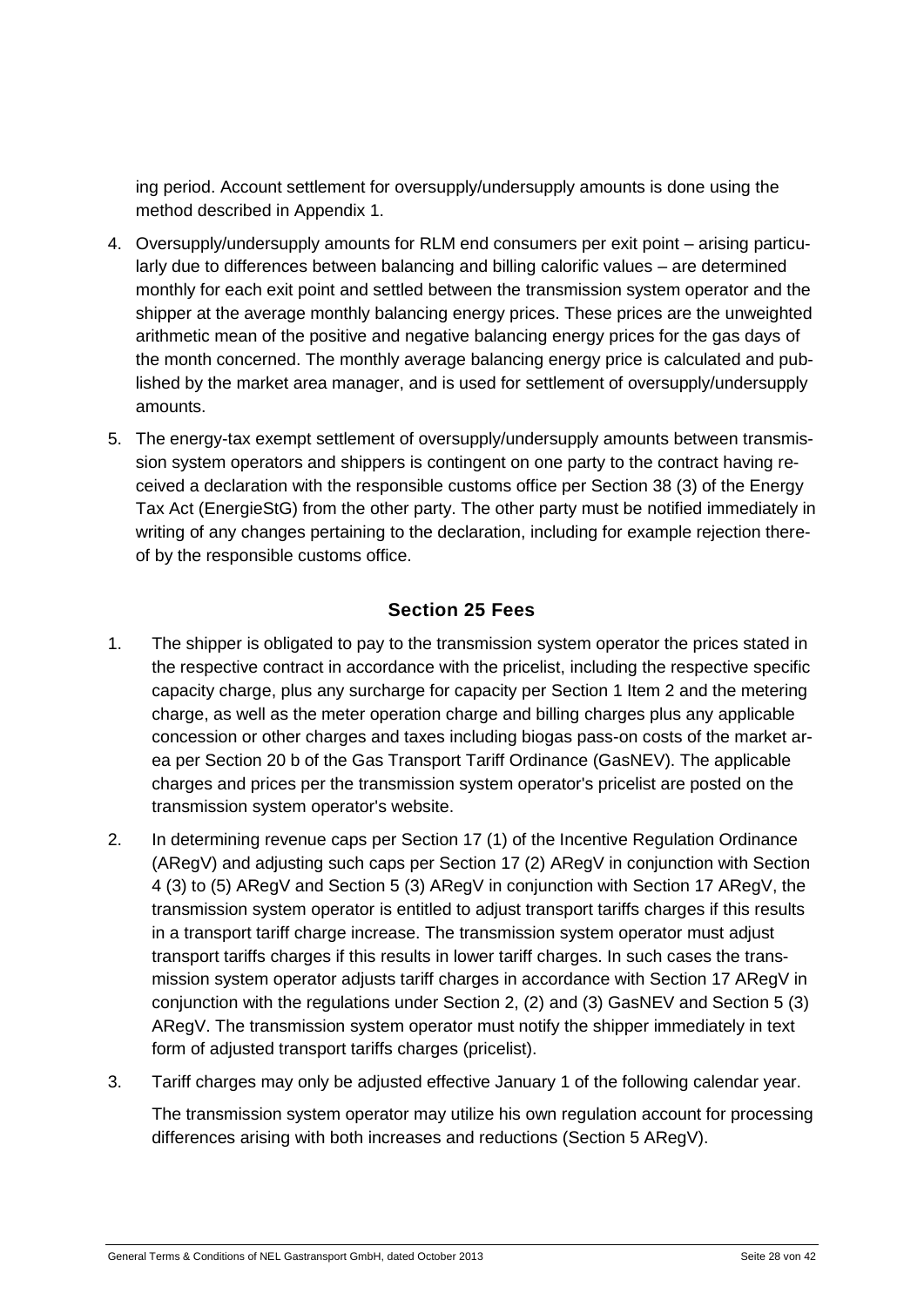ing period. Account settlement for oversupply/undersupply amounts is done using the method described in Appendix 1.

4. Oversupply/undersupply amounts for RLM end consumers per exit point – arising particularly due to differences between balancing and billing calorific values – are determined monthly for each exit point and settled between the transmission system operator and the shipper at the average monthly balancing energy prices. These prices are the unweighted arithmetic mean of the positive and negative balancing energy prices for the gas days of the month concerned. The monthly average balancing energy price is calculated and published by the market area manager, and is used for settlement of oversupply/undersupply amounts.
5. The energy-tax exempt settlement of oversupply/undersupply amounts between transmission system operators and shippers is contingent on one party to the contract having received a declaration with the responsible customs office per Section 38 (3) of the Energy Tax Act (EnergieStG) from the other party. The other party must be notified immediately in writing of any changes pertaining to the declaration, including for example rejection thereof by the responsible customs office.

## Section 25 Fees

1. The shipper is obligated to pay to the transmission system operator the prices stated in the respective contract in accordance with the pricelist, including the respective specific capacity charge, plus any surcharge for capacity per Section 1 Item 2 and the metering charge, as well as the meter operation charge and billing charges plus any applicable concession or other charges and taxes including biogas pass-on costs of the market area per Section 20 b of the Gas Transport Tariff Ordinance (GasNEV). The applicable charges and prices per the transmission system operator's pricelist are posted on the transmission system operator's website.
2. In determining revenue caps per Section 17 (1) of the Incentive Regulation Ordinance (ARegV) and adjusting such caps per Section 17 (2) ARegV in conjunction with Section 4 (3) to (5) ARegV and Section 5 (3) ARegV in conjunction with Section 17 ARegV, the transmission system operator is entitled to adjust transport tariffs charges if this results in a transport tariff charge increase. The transmission system operator must adjust transport tariffs charges if this results in lower tariff charges. In such cases the transmission system operator adjusts tariff charges in accordance with Section 17 ARegV in conjunction with the regulations under Section 2, (2) and (3) GasNEV and Section 5 (3) ARegV. The transmission system operator must notify the shipper immediately in text form of adjusted transport tariffs charges (pricelist).
3. Tariff charges may only be adjusted effective January 1 of the following calendar year.

   The transmission system operator may utilize his own regulation account for processing differences arising with both increases and reductions (Section 5 ARegV).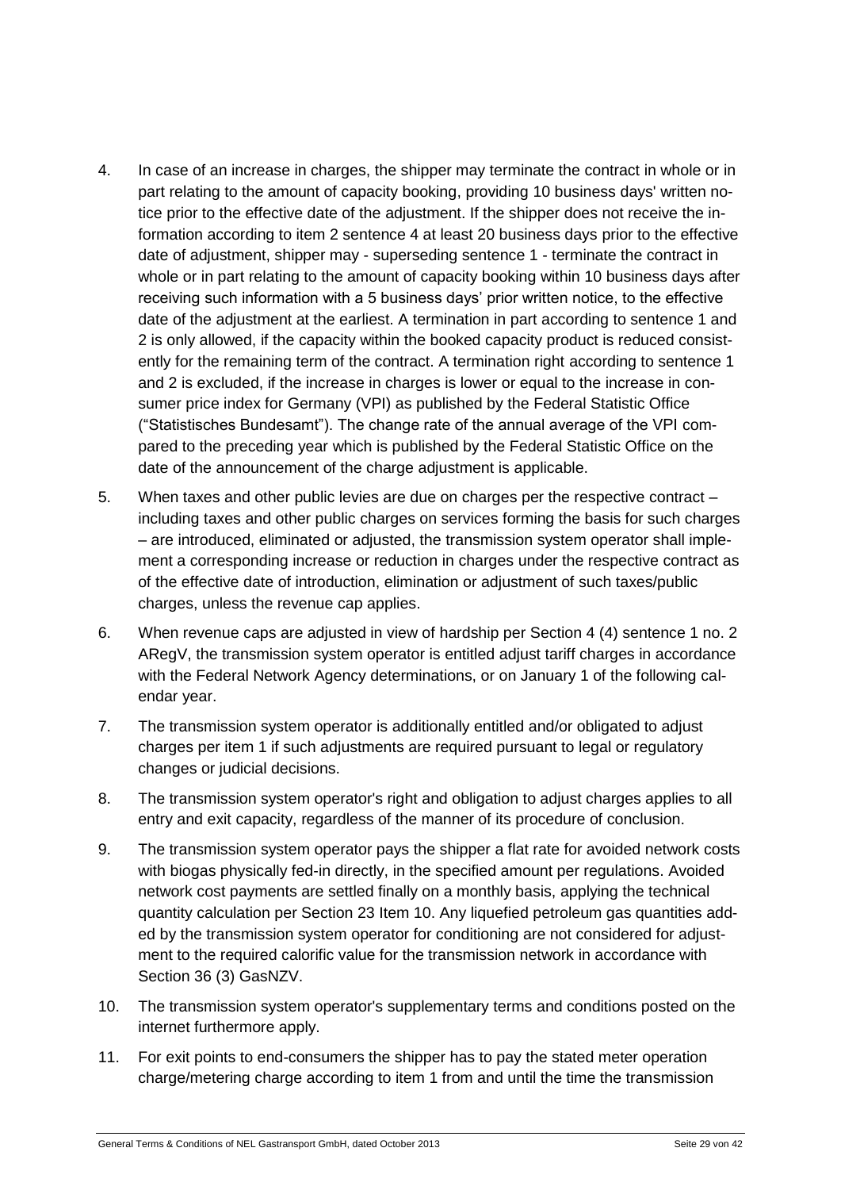4. In case of an increase in charges, the shipper may terminate the contract in whole or in part relating to the amount of capacity booking, providing 10 business days' written notice prior to the effective date of the adjustment. If the shipper does not receive the information according to item 2 sentence 4 at least 20 business days prior to the effective date of adjustment, shipper may - superseding sentence 1 - terminate the contract in whole or in part relating to the amount of capacity booking within 10 business days after receiving such information with a 5 business days' prior written notice, to the effective date of the adjustment at the earliest. A termination in part according to sentence 1 and 2 is only allowed, if the capacity within the booked capacity product is reduced consistently for the remaining term of the contract. A termination right according to sentence 1 and 2 is excluded, if the increase in charges is lower or equal to the increase in consumer price index for Germany (VPI) as published by the Federal Statistic Office ("Statistisches Bundesamt"). The change rate of the annual average of the VPI compared to the preceding year which is published by the Federal Statistic Office on the date of the announcement of the charge adjustment is applicable.

5. When taxes and other public levies are due on charges per the respective contract – including taxes and other public charges on services forming the basis for such charges – are introduced, eliminated or adjusted, the transmission system operator shall implement a corresponding increase or reduction in charges under the respective contract as of the effective date of introduction, elimination or adjustment of such taxes/public charges, unless the revenue cap applies.

6. When revenue caps are adjusted in view of hardship per Section 4 (4) sentence 1 no. 2 ARegV, the transmission system operator is entitled adjust tariff charges in accordance with the Federal Network Agency determinations, or on January 1 of the following calendar year.

7. The transmission system operator is additionally entitled and/or obligated to adjust charges per item 1 if such adjustments are required pursuant to legal or regulatory changes or judicial decisions.

8. The transmission system operator's right and obligation to adjust charges applies to all entry and exit capacity, regardless of the manner of its procedure of conclusion.

9. The transmission system operator pays the shipper a flat rate for avoided network costs with biogas physically fed-in directly, in the specified amount per regulations. Avoided network cost payments are settled finally on a monthly basis, applying the technical quantity calculation per Section 23 Item 10. Any liquefied petroleum gas quantities added by the transmission system operator for conditioning are not considered for adjustment to the required calorific value for the transmission network in accordance with Section 36 (3) GasNZV.

10. The transmission system operator's supplementary terms and conditions posted on the internet furthermore apply.

11. For exit points to end-consumers the shipper has to pay the stated meter operation charge/metering charge according to item 1 from and until the time the transmission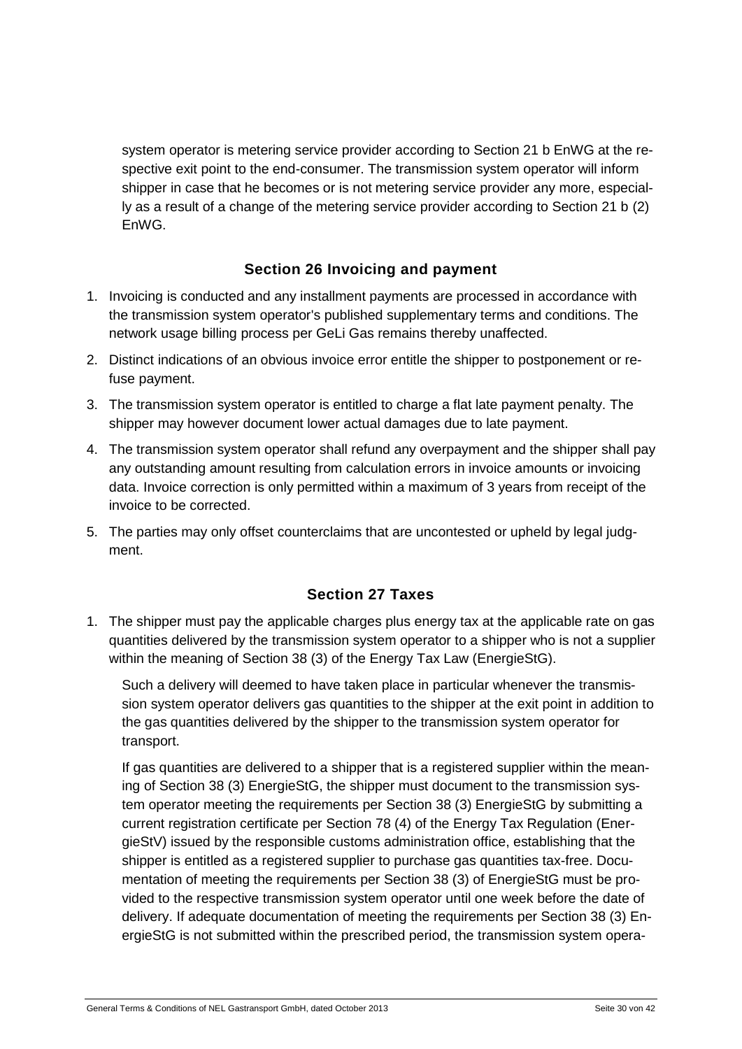system operator is metering service provider according to Section 21 b EnWG at the respective exit point to the end-consumer. The transmission system operator will inform shipper in case that he becomes or is not metering service provider any more, especially as a result of a change of the metering service provider according to Section 21 b (2) EnWG.

## Section 26 Invoicing and payment

1. Invoicing is conducted and any installment payments are processed in accordance with the transmission system operator's published supplementary terms and conditions. The network usage billing process per GeLi Gas remains thereby unaffected.
2. Distinct indications of an obvious invoice error entitle the shipper to postponement or refuse payment.
3. The transmission system operator is entitled to charge a flat late payment penalty. The shipper may however document lower actual damages due to late payment.
4. The transmission system operator shall refund any overpayment and the shipper shall pay any outstanding amount resulting from calculation errors in invoice amounts or invoicing data. Invoice correction is only permitted within a maximum of 3 years from receipt of the invoice to be corrected.
5. The parties may only offset counterclaims that are uncontested or upheld by legal judgment.

## Section 27 Taxes

1. The shipper must pay the applicable charges plus energy tax at the applicable rate on gas quantities delivered by the transmission system operator to a shipper who is not a supplier within the meaning of Section 38 (3) of the Energy Tax Law (EnergieStG).

   Such a delivery will deemed to have taken place in particular whenever the transmission system operator delivers gas quantities to the shipper at the exit point in addition to the gas quantities delivered by the shipper to the transmission system operator for transport.

   If gas quantities are delivered to a shipper that is a registered supplier within the meaning of Section 38 (3) EnergieStG, the shipper must document to the transmission system operator meeting the requirements per Section 38 (3) EnergieStG by submitting a current registration certificate per Section 78 (4) of the Energy Tax Regulation (EnergieStV) issued by the responsible customs administration office, establishing that the shipper is entitled as a registered supplier to purchase gas quantities tax-free. Documentation of meeting the requirements per Section 38 (3) of EnergieStG must be provided to the respective transmission system operator until one week before the date of delivery. If adequate documentation of meeting the requirements per Section 38 (3) EnergieStG is not submitted within the prescribed period, the transmission system opera-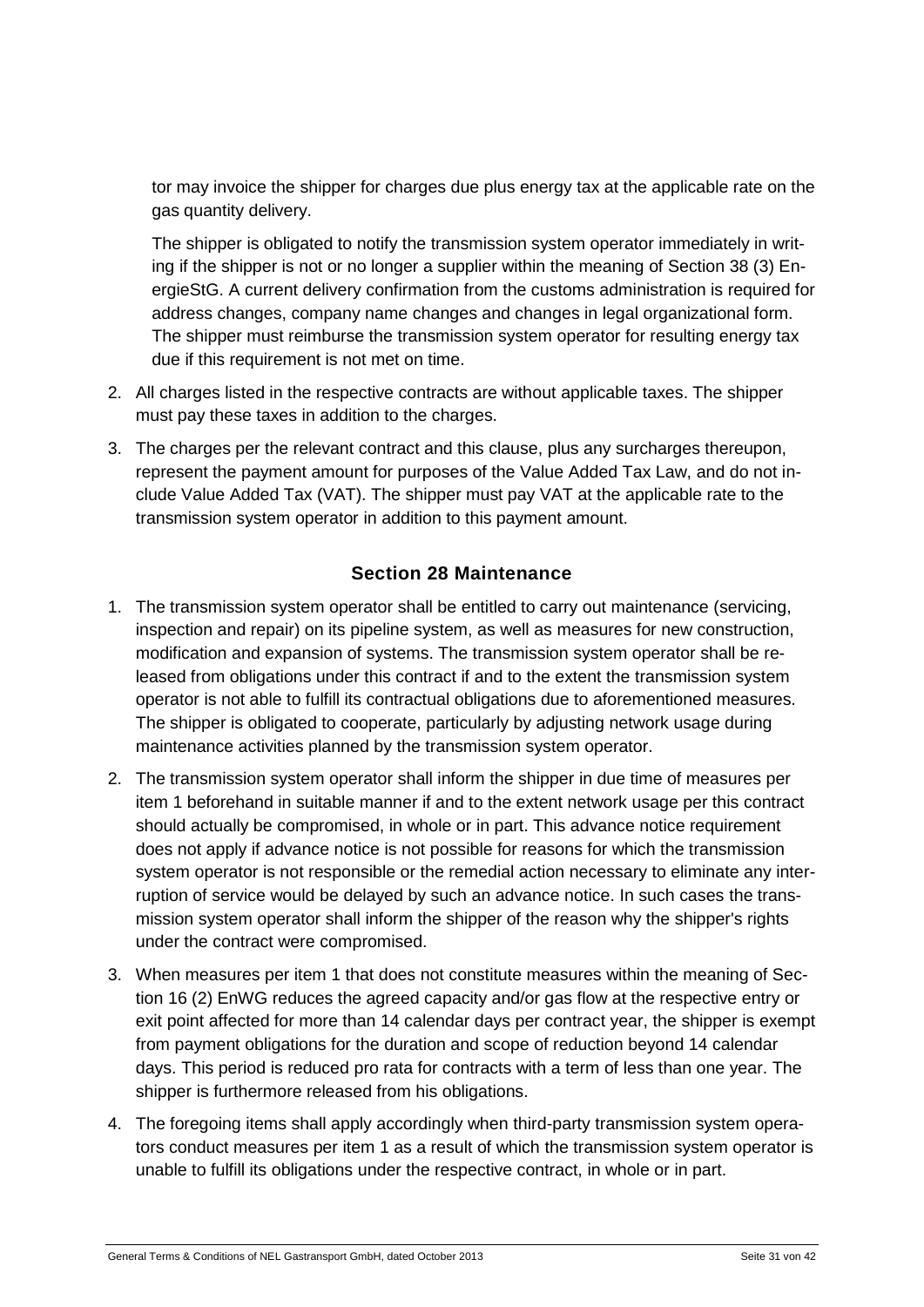tor may invoice the shipper for charges due plus energy tax at the applicable rate on the gas quantity delivery.

The shipper is obligated to notify the transmission system operator immediately in writing if the shipper is not or no longer a supplier within the meaning of Section 38 (3) EnergieStG. A current delivery confirmation from the customs administration is required for address changes, company name changes and changes in legal organizational form. The shipper must reimburse the transmission system operator for resulting energy tax due if this requirement is not met on time.

2. All charges listed in the respective contracts are without applicable taxes. The shipper must pay these taxes in addition to the charges.
3. The charges per the relevant contract and this clause, plus any surcharges thereupon, represent the payment amount for purposes of the Value Added Tax Law, and do not include Value Added Tax (VAT). The shipper must pay VAT at the applicable rate to the transmission system operator in addition to this payment amount.

## Section 28 Maintenance

1. The transmission system operator shall be entitled to carry out maintenance (servicing, inspection and repair) on its pipeline system, as well as measures for new construction, modification and expansion of systems. The transmission system operator shall be released from obligations under this contract if and to the extent the transmission system operator is not able to fulfill its contractual obligations due to aforementioned measures. The shipper is obligated to cooperate, particularly by adjusting network usage during maintenance activities planned by the transmission system operator.
2. The transmission system operator shall inform the shipper in due time of measures per item 1 beforehand in suitable manner if and to the extent network usage per this contract should actually be compromised, in whole or in part. This advance notice requirement does not apply if advance notice is not possible for reasons for which the transmission system operator is not responsible or the remedial action necessary to eliminate any interruption of service would be delayed by such an advance notice. In such cases the transmission system operator shall inform the shipper of the reason why the shipper's rights under the contract were compromised.
3. When measures per item 1 that does not constitute measures within the meaning of Section 16 (2) EnWG reduces the agreed capacity and/or gas flow at the respective entry or exit point affected for more than 14 calendar days per contract year, the shipper is exempt from payment obligations for the duration and scope of reduction beyond 14 calendar days. This period is reduced pro rata for contracts with a term of less than one year. The shipper is furthermore released from his obligations.
4. The foregoing items shall apply accordingly when third-party transmission system operators conduct measures per item 1 as a result of which the transmission system operator is unable to fulfill its obligations under the respective contract, in whole or in part.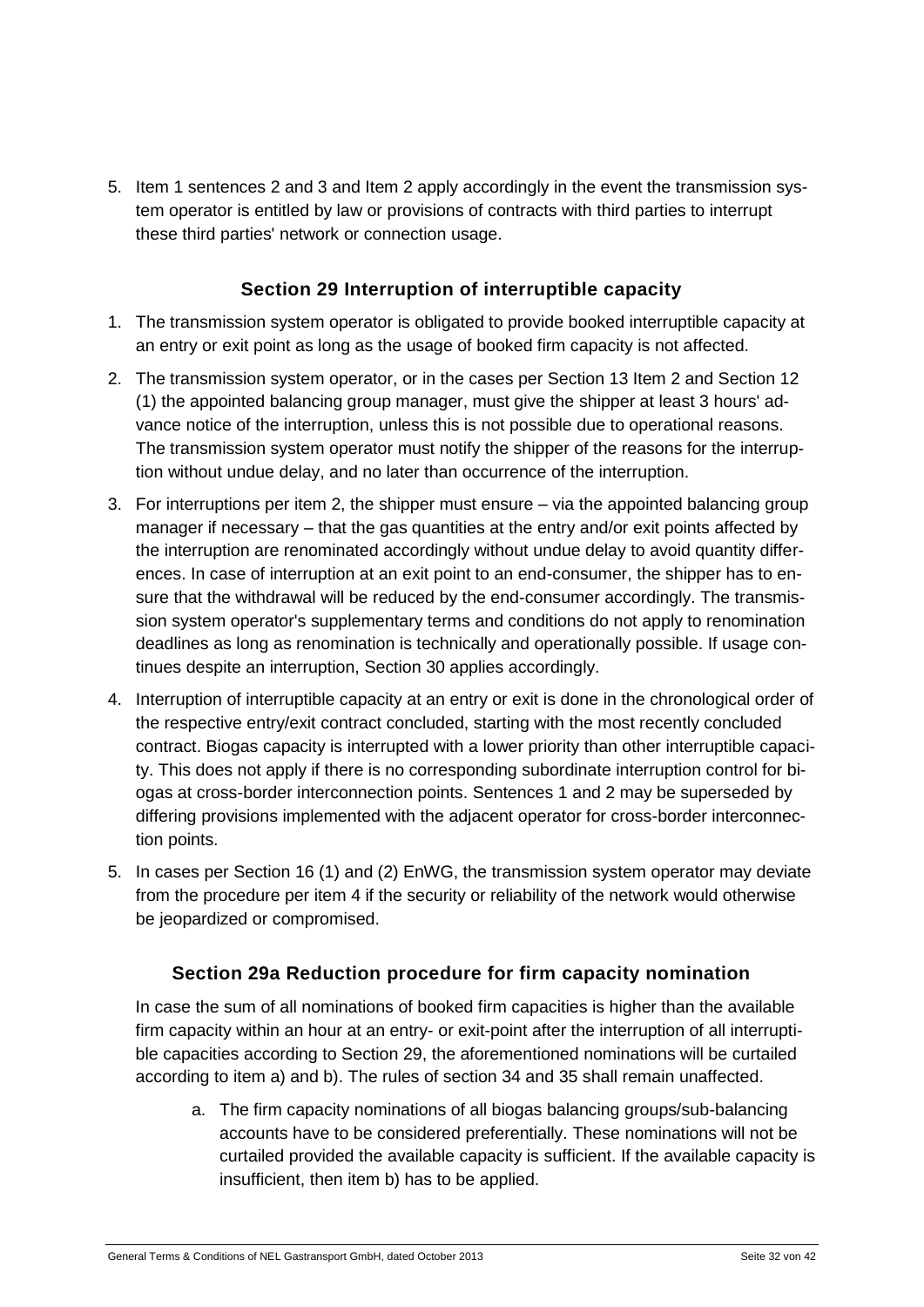5. Item 1 sentences 2 and 3 and Item 2 apply accordingly in the event the transmission system operator is entitled by law or provisions of contracts with third parties to interrupt these third parties' network or connection usage.

## Section 29 Interruption of interruptible capacity

1. The transmission system operator is obligated to provide booked interruptible capacity at an entry or exit point as long as the usage of booked firm capacity is not affected.
2. The transmission system operator, or in the cases per Section 13 Item 2 and Section 12 (1) the appointed balancing group manager, must give the shipper at least 3 hours' advance notice of the interruption, unless this is not possible due to operational reasons. The transmission system operator must notify the shipper of the reasons for the interruption without undue delay, and no later than occurrence of the interruption.
3. For interruptions per item 2, the shipper must ensure – via the appointed balancing group manager if necessary – that the gas quantities at the entry and/or exit points affected by the interruption are renominated accordingly without undue delay to avoid quantity differences. In case of interruption at an exit point to an end-consumer, the shipper has to ensure that the withdrawal will be reduced by the end-consumer accordingly. The transmission system operator's supplementary terms and conditions do not apply to renomination deadlines as long as renomination is technically and operationally possible. If usage continues despite an interruption, Section 30 applies accordingly.
4. Interruption of interruptible capacity at an entry or exit is done in the chronological order of the respective entry/exit contract concluded, starting with the most recently concluded contract. Biogas capacity is interrupted with a lower priority than other interruptible capacity. This does not apply if there is no corresponding subordinate interruption control for biogas at cross-border interconnection points. Sentences 1 and 2 may be superseded by differing provisions implemented with the adjacent operator for cross-border interconnection points.
5. In cases per Section 16 (1) and (2) EnWG, the transmission system operator may deviate from the procedure per item 4 if the security or reliability of the network would otherwise be jeopardized or compromised.

## Section 29a Reduction procedure for firm capacity nomination

In case the sum of all nominations of booked firm capacities is higher than the available firm capacity within an hour at an entry- or exit-point after the interruption of all interruptible capacities according to Section 29, the aforementioned nominations will be curtailed according to item a) and b). The rules of section 34 and 35 shall remain unaffected.

a. The firm capacity nominations of all biogas balancing groups/sub-balancing accounts have to be considered preferentially. These nominations will not be curtailed provided the available capacity is sufficient. If the available capacity is insufficient, then item b) has to be applied.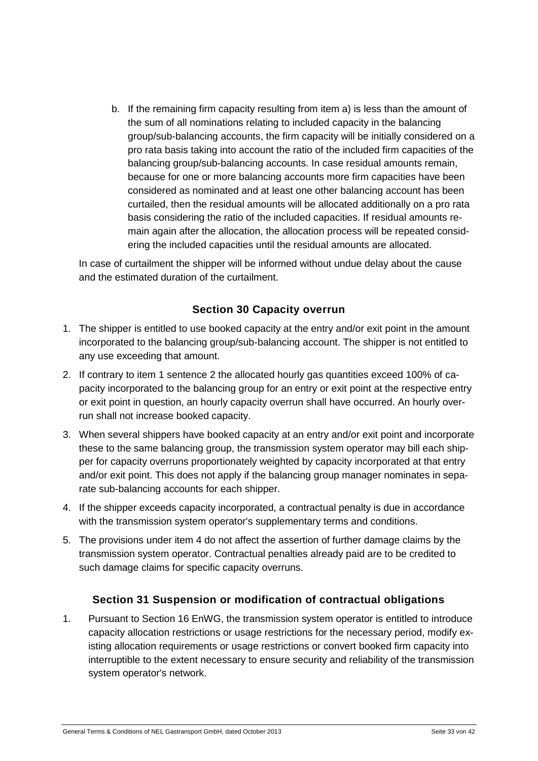b. If the remaining firm capacity resulting from item a) is less than the amount of the sum of all nominations relating to included capacity in the balancing group/sub-balancing accounts, the firm capacity will be initially considered on a pro rata basis taking into account the ratio of the included firm capacities of the balancing group/sub-balancing accounts. In case residual amounts remain, because for one or more balancing accounts more firm capacities have been considered as nominated and at least one other balancing account has been curtailed, then the residual amounts will be allocated additionally on a pro rata basis considering the ratio of the included capacities. If residual amounts remain again after the allocation, the allocation process will be repeated considering the included capacities until the residual amounts are allocated.

In case of curtailment the shipper will be informed without undue delay about the cause and the estimated duration of the curtailment.

## Section 30 Capacity overrun

1. The shipper is entitled to use booked capacity at the entry and/or exit point in the amount incorporated to the balancing group/sub-balancing account. The shipper is not entitled to any use exceeding that amount.
2. If contrary to item 1 sentence 2 the allocated hourly gas quantities exceed 100% of capacity incorporated to the balancing group for an entry or exit point at the respective entry or exit point in question, an hourly capacity overrun shall have occurred. An hourly overrun shall not increase booked capacity.
3. When several shippers have booked capacity at an entry and/or exit point and incorporate these to the same balancing group, the transmission system operator may bill each shipper for capacity overruns proportionately weighted by capacity incorporated at that entry and/or exit point. This does not apply if the balancing group manager nominates in separate sub-balancing accounts for each shipper.
4. If the shipper exceeds capacity incorporated, a contractual penalty is due in accordance with the transmission system operator's supplementary terms and conditions.
5. The provisions under item 4 do not affect the assertion of further damage claims by the transmission system operator. Contractual penalties already paid are to be credited to such damage claims for specific capacity overruns.

## Section 31 Suspension or modification of contractual obligations

1. Pursuant to Section 16 EnWG, the transmission system operator is entitled to introduce capacity allocation restrictions or usage restrictions for the necessary period, modify existing allocation requirements or usage restrictions or convert booked firm capacity into interruptible to the extent necessary to ensure security and reliability of the transmission system operator's network.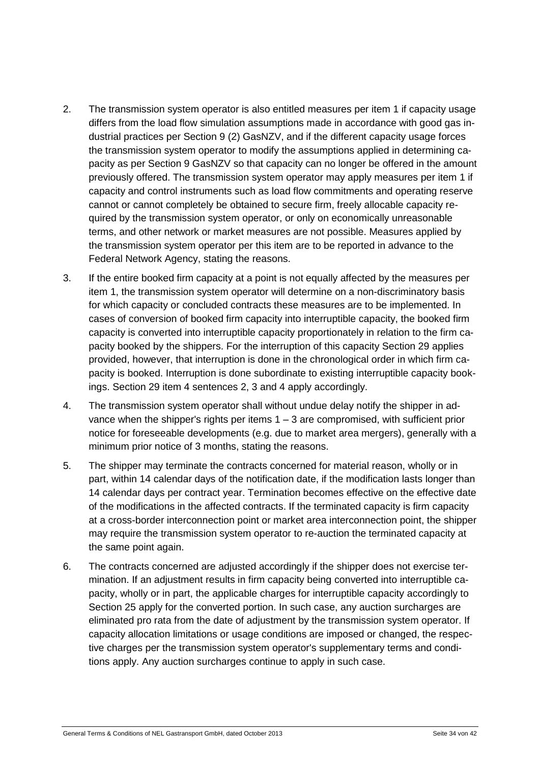2. The transmission system operator is also entitled measures per item 1 if capacity usage differs from the load flow simulation assumptions made in accordance with good gas industrial practices per Section 9 (2) GasNZV, and if the different capacity usage forces the transmission system operator to modify the assumptions applied in determining capacity as per Section 9 GasNZV so that capacity can no longer be offered in the amount previously offered. The transmission system operator may apply measures per item 1 if capacity and control instruments such as load flow commitments and operating reserve cannot or cannot completely be obtained to secure firm, freely allocable capacity required by the transmission system operator, or only on economically unreasonable terms, and other network or market measures are not possible. Measures applied by the transmission system operator per this item are to be reported in advance to the Federal Network Agency, stating the reasons.

3. If the entire booked firm capacity at a point is not equally affected by the measures per item 1, the transmission system operator will determine on a non-discriminatory basis for which capacity or concluded contracts these measures are to be implemented. In cases of conversion of booked firm capacity into interruptible capacity, the booked firm capacity is converted into interruptible capacity proportionately in relation to the firm capacity booked by the shippers. For the interruption of this capacity Section 29 applies provided, however, that interruption is done in the chronological order in which firm capacity is booked. Interruption is done subordinate to existing interruptible capacity bookings. Section 29 item 4 sentences 2, 3 and 4 apply accordingly.

4. The transmission system operator shall without undue delay notify the shipper in advance when the shipper's rights per items 1 – 3 are compromised, with sufficient prior notice for foreseeable developments (e.g. due to market area mergers), generally with a minimum prior notice of 3 months, stating the reasons.

5. The shipper may terminate the contracts concerned for material reason, wholly or in part, within 14 calendar days of the notification date, if the modification lasts longer than 14 calendar days per contract year. Termination becomes effective on the effective date of the modifications in the affected contracts. If the terminated capacity is firm capacity at a cross-border interconnection point or market area interconnection point, the shipper may require the transmission system operator to re-auction the terminated capacity at the same point again.

6. The contracts concerned are adjusted accordingly if the shipper does not exercise termination. If an adjustment results in firm capacity being converted into interruptible capacity, wholly or in part, the applicable charges for interruptible capacity accordingly to Section 25 apply for the converted portion. In such case, any auction surcharges are eliminated pro rata from the date of adjustment by the transmission system operator. If capacity allocation limitations or usage conditions are imposed or changed, the respective charges per the transmission system operator's supplementary terms and conditions apply. Any auction surcharges continue to apply in such case.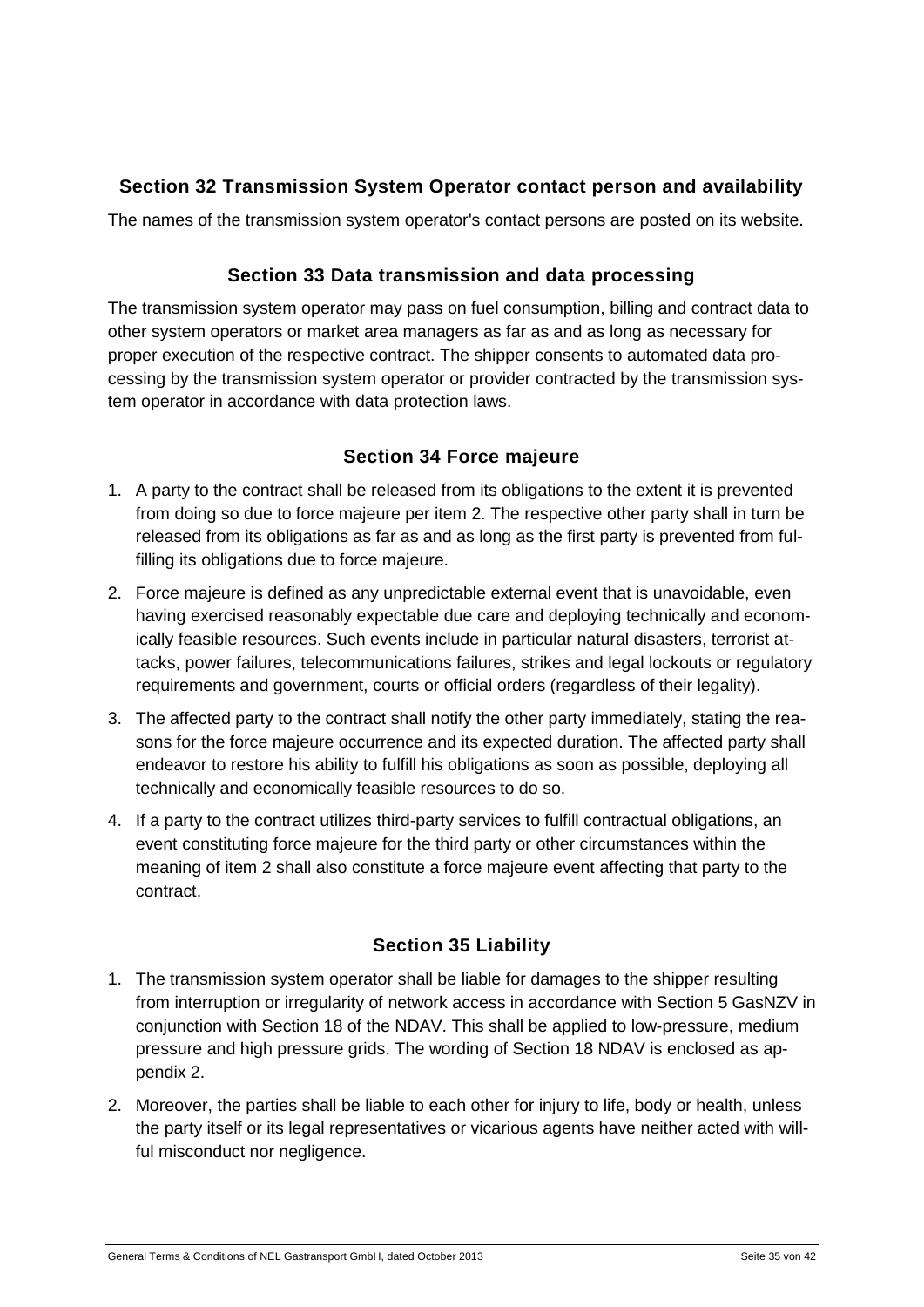## Section 32 Transmission System Operator contact person and availability

The names of the transmission system operator's contact persons are posted on its website.

## Section 33 Data transmission and data processing

The transmission system operator may pass on fuel consumption, billing and contract data to other system operators or market area managers as far as and as long as necessary for proper execution of the respective contract. The shipper consents to automated data processing by the transmission system operator or provider contracted by the transmission system operator in accordance with data protection laws.

## Section 34 Force majeure

1. A party to the contract shall be released from its obligations to the extent it is prevented from doing so due to force majeure per item 2. The respective other party shall in turn be released from its obligations as far as and as long as the first party is prevented from fulfilling its obligations due to force majeure.
2. Force majeure is defined as any unpredictable external event that is unavoidable, even having exercised reasonably expectable due care and deploying technically and economically feasible resources. Such events include in particular natural disasters, terrorist attacks, power failures, telecommunications failures, strikes and legal lockouts or regulatory requirements and government, courts or official orders (regardless of their legality).
3. The affected party to the contract shall notify the other party immediately, stating the reasons for the force majeure occurrence and its expected duration. The affected party shall endeavor to restore his ability to fulfill his obligations as soon as possible, deploying all technically and economically feasible resources to do so.
4. If a party to the contract utilizes third-party services to fulfill contractual obligations, an event constituting force majeure for the third party or other circumstances within the meaning of item 2 shall also constitute a force majeure event affecting that party to the contract.

## Section 35 Liability

1. The transmission system operator shall be liable for damages to the shipper resulting from interruption or irregularity of network access in accordance with Section 5 GasNZV in conjunction with Section 18 of the NDAV. This shall be applied to low-pressure, medium pressure and high pressure grids. The wording of Section 18 NDAV is enclosed as appendix 2.
2. Moreover, the parties shall be liable to each other for injury to life, body or health, unless the party itself or its legal representatives or vicarious agents have neither acted with willful misconduct nor negligence.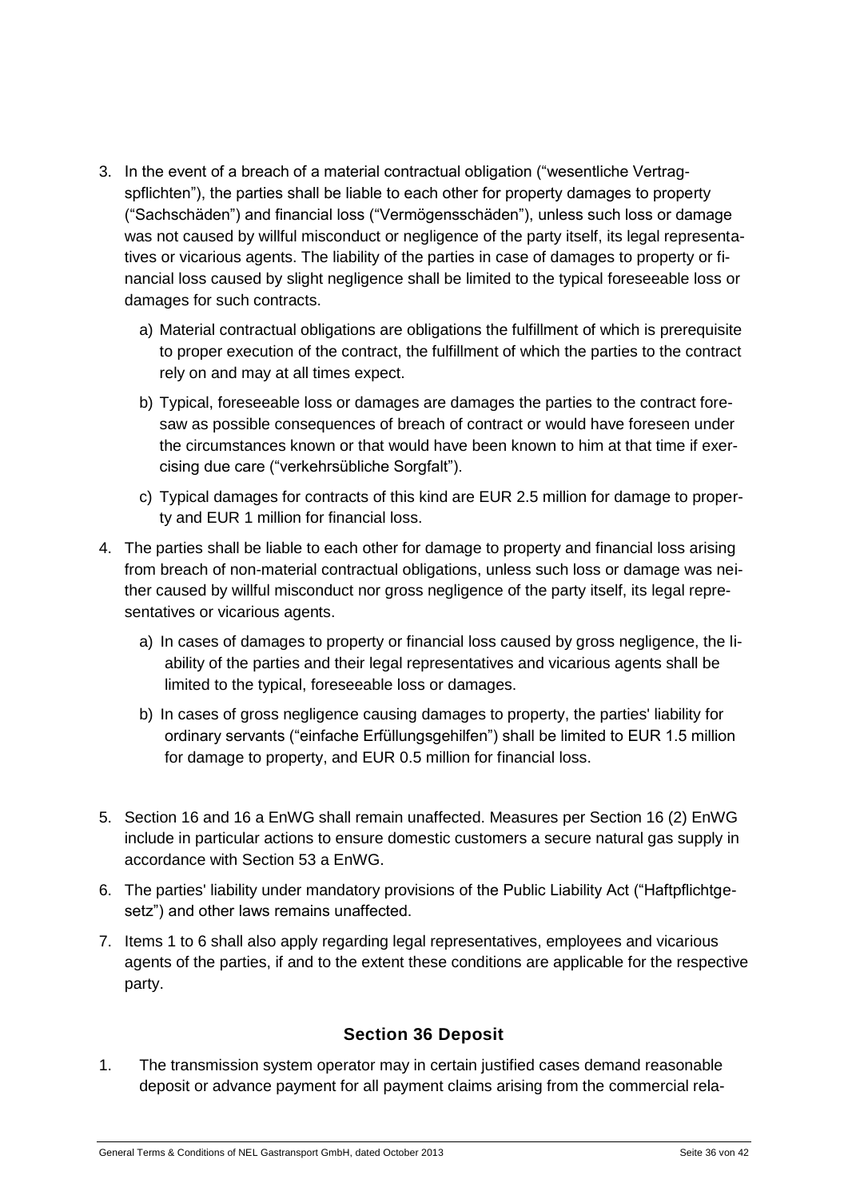3. In the event of a breach of a material contractual obligation ("wesentliche Vertragspflichten"), the parties shall be liable to each other for property damages to property ("Sachschäden") and financial loss ("Vermögensschäden"), unless such loss or damage was not caused by willful misconduct or negligence of the party itself, its legal representatives or vicarious agents. The liability of the parties in case of damages to property or financial loss caused by slight negligence shall be limited to the typical foreseeable loss or damages for such contracts.

   a) Material contractual obligations are obligations the fulfillment of which is prerequisite to proper execution of the contract, the fulfillment of which the parties to the contract rely on and may at all times expect.

   b) Typical, foreseeable loss or damages are damages the parties to the contract foresaw as possible consequences of breach of contract or would have foreseen under the circumstances known or that would have been known to him at that time if exercising due care ("verkehrsübliche Sorgfalt").

   c) Typical damages for contracts of this kind are EUR 2.5 million for damage to property and EUR 1 million for financial loss.

4. The parties shall be liable to each other for damage to property and financial loss arising from breach of non-material contractual obligations, unless such loss or damage was neither caused by willful misconduct nor gross negligence of the party itself, its legal representatives or vicarious agents.

   a) In cases of damages to property or financial loss caused by gross negligence, the liability of the parties and their legal representatives and vicarious agents shall be limited to the typical, foreseeable loss or damages.

   b) In cases of gross negligence causing damages to property, the parties' liability for ordinary servants ("einfache Erfüllungsgehilfen") shall be limited to EUR 1.5 million for damage to property, and EUR 0.5 million for financial loss.

5. Section 16 and 16 a EnWG shall remain unaffected. Measures per Section 16 (2) EnWG include in particular actions to ensure domestic customers a secure natural gas supply in accordance with Section 53 a EnWG.

6. The parties' liability under mandatory provisions of the Public Liability Act ("Haftpflichtgesetz") and other laws remains unaffected.

7. Items 1 to 6 shall also apply regarding legal representatives, employees and vicarious agents of the parties, if and to the extent these conditions are applicable for the respective party.

## Section 36 Deposit

1. The transmission system operator may in certain justified cases demand reasonable deposit or advance payment for all payment claims arising from the commercial rela-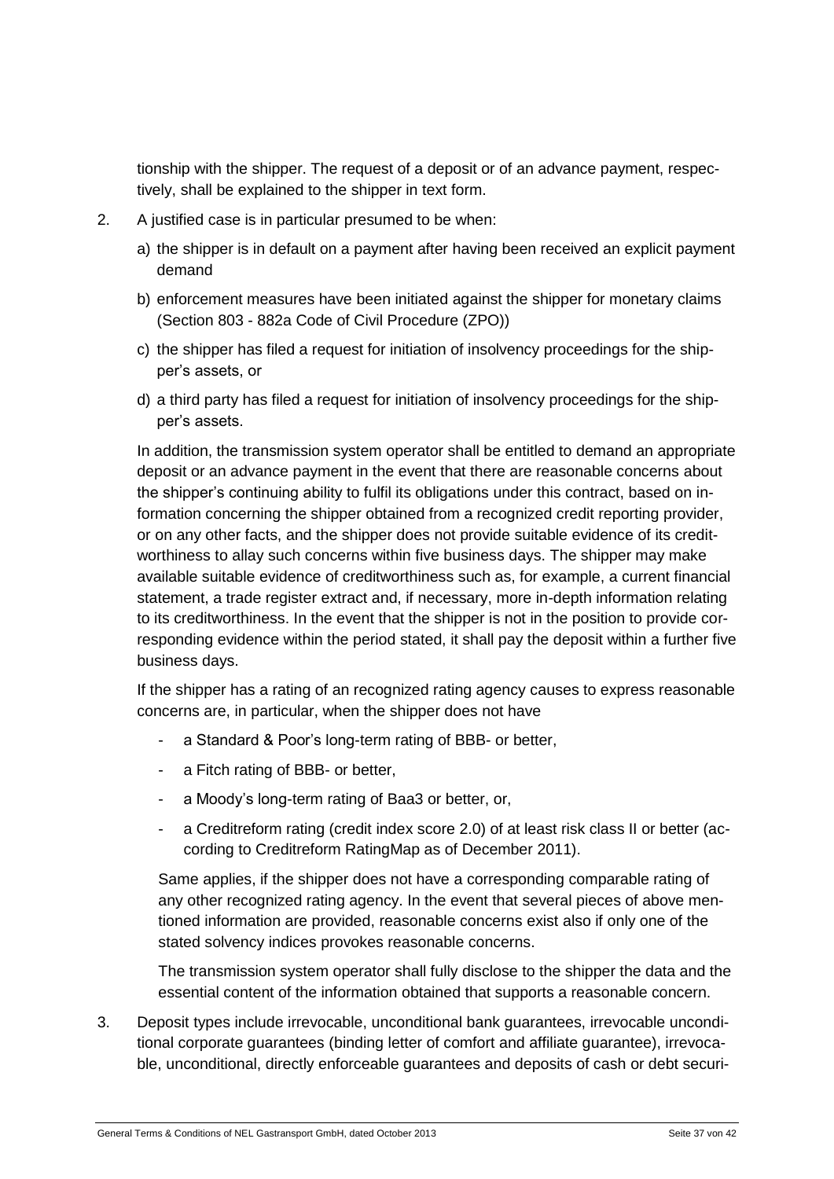tionship with the shipper. The request of a deposit or of an advance payment, respectively, shall be explained to the shipper in text form.

2. A justified case is in particular presumed to be when:

   a) the shipper is in default on a payment after having been received an explicit payment demand

   b) enforcement measures have been initiated against the shipper for monetary claims (Section 803 - 882a Code of Civil Procedure (ZPO))

   c) the shipper has filed a request for initiation of insolvency proceedings for the shipper's assets, or

   d) a third party has filed a request for initiation of insolvency proceedings for the shipper's assets.

   In addition, the transmission system operator shall be entitled to demand an appropriate deposit or an advance payment in the event that there are reasonable concerns about the shipper's continuing ability to fulfil its obligations under this contract, based on information concerning the shipper obtained from a recognized credit reporting provider, or on any other facts, and the shipper does not provide suitable evidence of its creditworthiness to allay such concerns within five business days. The shipper may make available suitable evidence of creditworthiness such as, for example, a current financial statement, a trade register extract and, if necessary, more in-depth information relating to its creditworthiness. In the event that the shipper is not in the position to provide corresponding evidence within the period stated, it shall pay the deposit within a further five business days.

   If the shipper has a rating of an recognized rating agency causes to express reasonable concerns are, in particular, when the shipper does not have

   - a Standard & Poor's long-term rating of BBB- or better,
   - a Fitch rating of BBB- or better,
   - a Moody's long-term rating of Baa3 or better, or,
   - a Creditreform rating (credit index score 2.0) of at least risk class II or better (according to Creditreform RatingMap as of December 2011).

   Same applies, if the shipper does not have a corresponding comparable rating of any other recognized rating agency. In the event that several pieces of above mentioned information are provided, reasonable concerns exist also if only one of the stated solvency indices provokes reasonable concerns.

   The transmission system operator shall fully disclose to the shipper the data and the essential content of the information obtained that supports a reasonable concern.

3. Deposit types include irrevocable, unconditional bank guarantees, irrevocable unconditional corporate guarantees (binding letter of comfort and affiliate guarantee), irrevocable, unconditional, directly enforceable guarantees and deposits of cash or debt securi-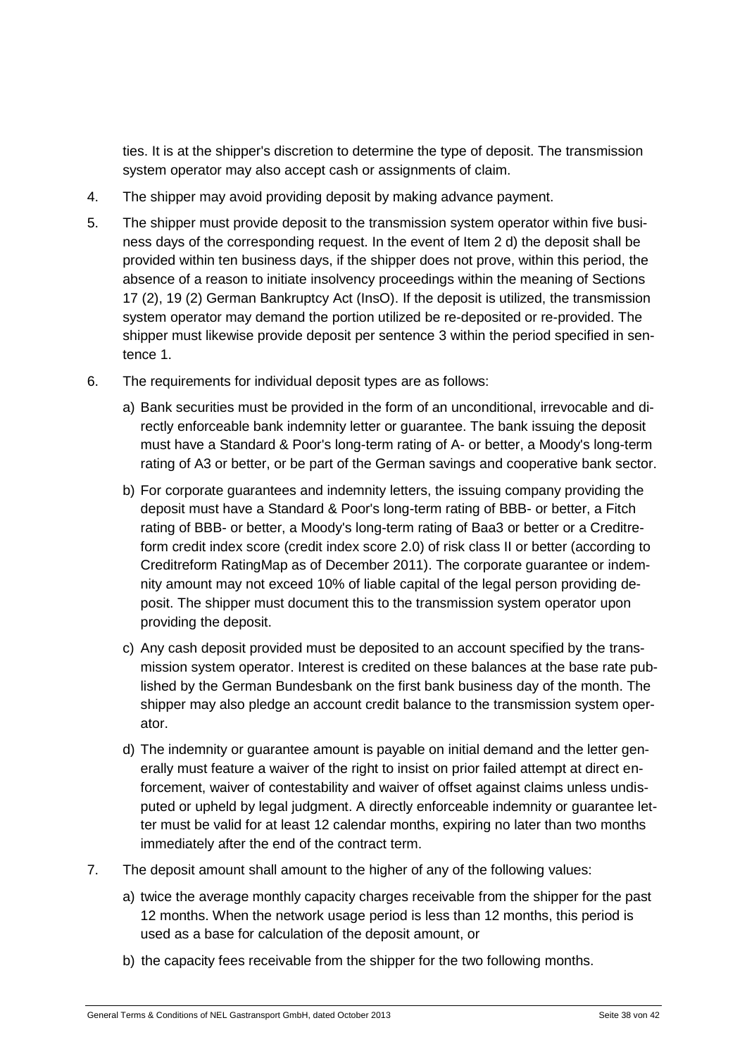ties. It is at the shipper's discretion to determine the type of deposit. The transmission system operator may also accept cash or assignments of claim.

4. The shipper may avoid providing deposit by making advance payment.

5. The shipper must provide deposit to the transmission system operator within five business days of the corresponding request. In the event of Item 2 d) the deposit shall be provided within ten business days, if the shipper does not prove, within this period, the absence of a reason to initiate insolvency proceedings within the meaning of Sections 17 (2), 19 (2) German Bankruptcy Act (InsO). If the deposit is utilized, the transmission system operator may demand the portion utilized be re-deposited or re-provided. The shipper must likewise provide deposit per sentence 3 within the period specified in sentence 1.

6. The requirements for individual deposit types are as follows:

   a) Bank securities must be provided in the form of an unconditional, irrevocable and directly enforceable bank indemnity letter or guarantee. The bank issuing the deposit must have a Standard & Poor's long-term rating of A- or better, a Moody's long-term rating of A3 or better, or be part of the German savings and cooperative bank sector.

   b) For corporate guarantees and indemnity letters, the issuing company providing the deposit must have a Standard & Poor's long-term rating of BBB- or better, a Fitch rating of BBB- or better, a Moody's long-term rating of Baa3 or better or a Creditreform credit index score (credit index score 2.0) of risk class II or better (according to Creditreform RatingMap as of December 2011). The corporate guarantee or indemnity amount may not exceed 10% of liable capital of the legal person providing deposit. The shipper must document this to the transmission system operator upon providing the deposit.

   c) Any cash deposit provided must be deposited to an account specified by the transmission system operator. Interest is credited on these balances at the base rate published by the German Bundesbank on the first bank business day of the month. The shipper may also pledge an account credit balance to the transmission system operator.

   d) The indemnity or guarantee amount is payable on initial demand and the letter generally must feature a waiver of the right to insist on prior failed attempt at direct enforcement, waiver of contestability and waiver of offset against claims unless undisputed or upheld by legal judgment. A directly enforceable indemnity or guarantee letter must be valid for at least 12 calendar months, expiring no later than two months immediately after the end of the contract term.

7. The deposit amount shall amount to the higher of any of the following values:

   a) twice the average monthly capacity charges receivable from the shipper for the past 12 months. When the network usage period is less than 12 months, this period is used as a base for calculation of the deposit amount, or

   b) the capacity fees receivable from the shipper for the two following months.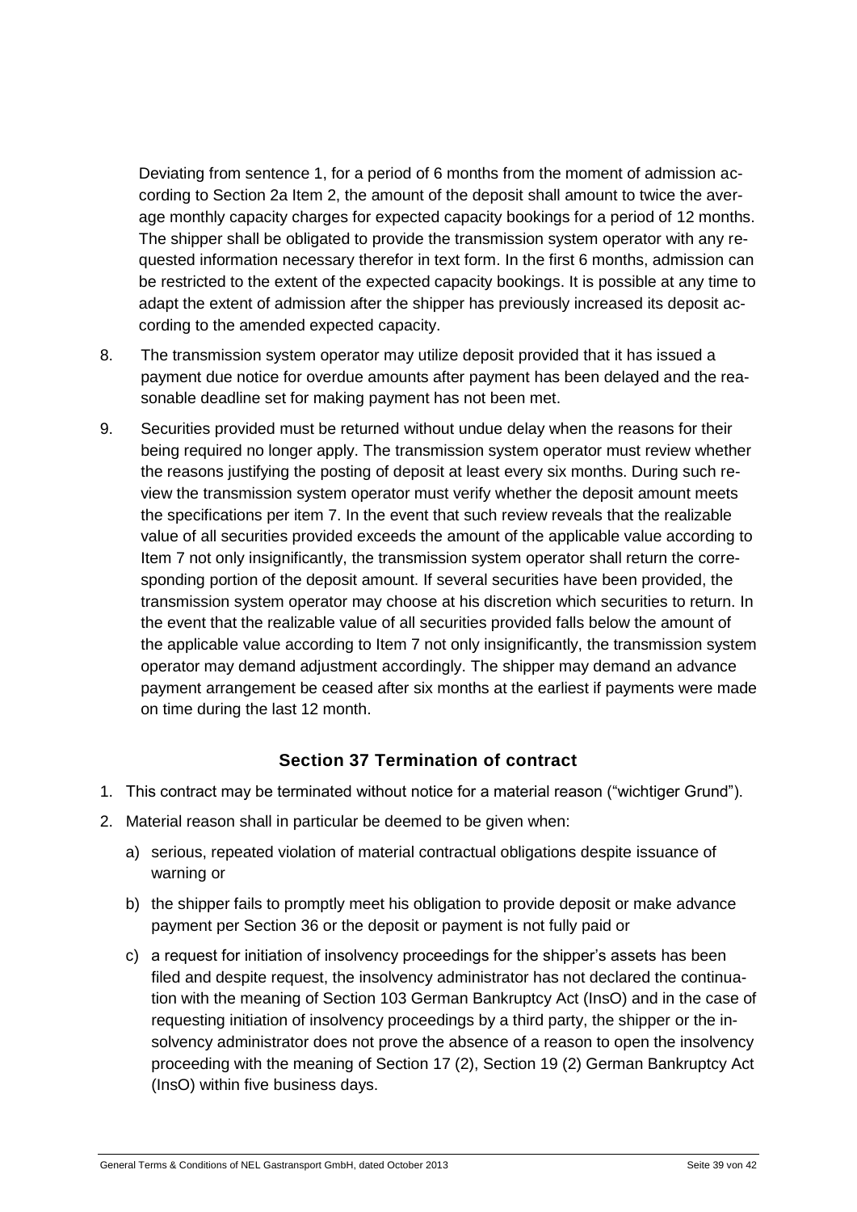Deviating from sentence 1, for a period of 6 months from the moment of admission according to Section 2a Item 2, the amount of the deposit shall amount to twice the average monthly capacity charges for expected capacity bookings for a period of 12 months. The shipper shall be obligated to provide the transmission system operator with any requested information necessary therefor in text form. In the first 6 months, admission can be restricted to the extent of the expected capacity bookings. It is possible at any time to adapt the extent of admission after the shipper has previously increased its deposit according to the amended expected capacity.

8. The transmission system operator may utilize deposit provided that it has issued a payment due notice for overdue amounts after payment has been delayed and the reasonable deadline set for making payment has not been met.

9. Securities provided must be returned without undue delay when the reasons for their being required no longer apply. The transmission system operator must review whether the reasons justifying the posting of deposit at least every six months. During such review the transmission system operator must verify whether the deposit amount meets the specifications per item 7. In the event that such review reveals that the realizable value of all securities provided exceeds the amount of the applicable value according to Item 7 not only insignificantly, the transmission system operator shall return the corresponding portion of the deposit amount. If several securities have been provided, the transmission system operator may choose at his discretion which securities to return. In the event that the realizable value of all securities provided falls below the amount of the applicable value according to Item 7 not only insignificantly, the transmission system operator may demand adjustment accordingly. The shipper may demand an advance payment arrangement be ceased after six months at the earliest if payments were made on time during the last 12 month.

## Section 37 Termination of contract

1. This contract may be terminated without notice for a material reason ("wichtiger Grund").
2. Material reason shall in particular be deemed to be given when:
   a) serious, repeated violation of material contractual obligations despite issuance of warning or
   b) the shipper fails to promptly meet his obligation to provide deposit or make advance payment per Section 36 or the deposit or payment is not fully paid or
   c) a request for initiation of insolvency proceedings for the shipper's assets has been filed and despite request, the insolvency administrator has not declared the continuation with the meaning of Section 103 German Bankruptcy Act (InsO) and in the case of requesting initiation of insolvency proceedings by a third party, the shipper or the insolvency administrator does not prove the absence of a reason to open the insolvency proceeding with the meaning of Section 17 (2), Section 19 (2) German Bankruptcy Act (InsO) within five business days.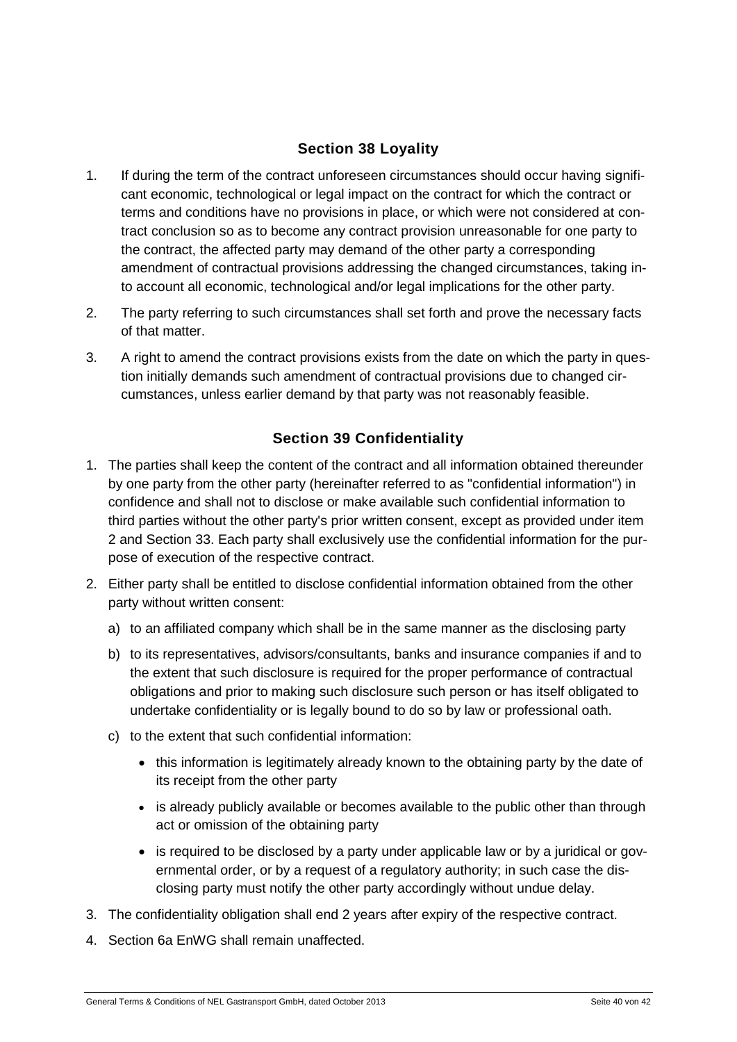## Section 38 Loyality

1. If during the term of the contract unforeseen circumstances should occur having significant economic, technological or legal impact on the contract for which the contract or terms and conditions have no provisions in place, or which were not considered at contract conclusion so as to become any contract provision unreasonable for one party to the contract, the affected party may demand of the other party a corresponding amendment of contractual provisions addressing the changed circumstances, taking into account all economic, technological and/or legal implications for the other party.
2. The party referring to such circumstances shall set forth and prove the necessary facts of that matter.
3. A right to amend the contract provisions exists from the date on which the party in question initially demands such amendment of contractual provisions due to changed circumstances, unless earlier demand by that party was not reasonably feasible.

## Section 39 Confidentiality

1. The parties shall keep the content of the contract and all information obtained thereunder by one party from the other party (hereinafter referred to as "confidential information") in confidence and shall not to disclose or make available such confidential information to third parties without the other party's prior written consent, except as provided under item 2 and Section 33. Each party shall exclusively use the confidential information for the purpose of execution of the respective contract.
2. Either party shall be entitled to disclose confidential information obtained from the other party without written consent:
   a) to an affiliated company which shall be in the same manner as the disclosing party
   b) to its representatives, advisors/consultants, banks and insurance companies if and to the extent that such disclosure is required for the proper performance of contractual obligations and prior to making such disclosure such person or has itself obligated to undertake confidentiality or is legally bound to do so by law or professional oath.
   c) to the extent that such confidential information:
      - this information is legitimately already known to the obtaining party by the date of its receipt from the other party
      - is already publicly available or becomes available to the public other than through act or omission of the obtaining party
      - is required to be disclosed by a party under applicable law or by a juridical or governmental order, or by a request of a regulatory authority; in such case the disclosing party must notify the other party accordingly without undue delay.
3. The confidentiality obligation shall end 2 years after expiry of the respective contract.
4. Section 6a EnWG shall remain unaffected.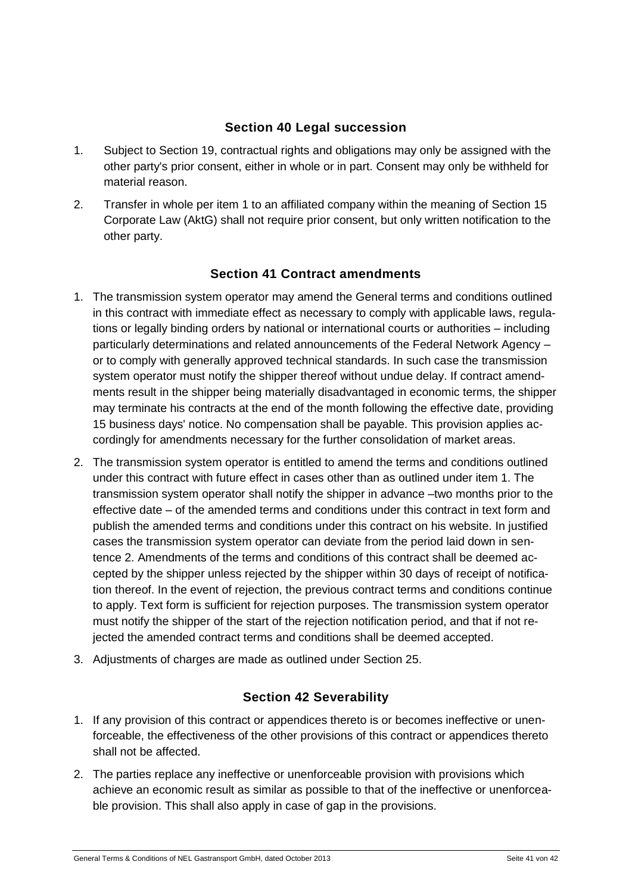## Section 40 Legal succession

1. Subject to Section 19, contractual rights and obligations may only be assigned with the other party's prior consent, either in whole or in part. Consent may only be withheld for material reason.
2. Transfer in whole per item 1 to an affiliated company within the meaning of Section 15 Corporate Law (AktG) shall not require prior consent, but only written notification to the other party.

## Section 41 Contract amendments

1. The transmission system operator may amend the General terms and conditions outlined in this contract with immediate effect as necessary to comply with applicable laws, regulations or legally binding orders by national or international courts or authorities – including particularly determinations and related announcements of the Federal Network Agency – or to comply with generally approved technical standards. In such case the transmission system operator must notify the shipper thereof without undue delay. If contract amendments result in the shipper being materially disadvantaged in economic terms, the shipper may terminate his contracts at the end of the month following the effective date, providing 15 business days' notice. No compensation shall be payable. This provision applies accordingly for amendments necessary for the further consolidation of market areas.
2. The transmission system operator is entitled to amend the terms and conditions outlined under this contract with future effect in cases other than as outlined under item 1. The transmission system operator shall notify the shipper in advance –two months prior to the effective date – of the amended terms and conditions under this contract in text form and publish the amended terms and conditions under this contract on his website. In justified cases the transmission system operator can deviate from the period laid down in sentence 2. Amendments of the terms and conditions of this contract shall be deemed accepted by the shipper unless rejected by the shipper within 30 days of receipt of notification thereof. In the event of rejection, the previous contract terms and conditions continue to apply. Text form is sufficient for rejection purposes. The transmission system operator must notify the shipper of the start of the rejection notification period, and that if not rejected the amended contract terms and conditions shall be deemed accepted.
3. Adjustments of charges are made as outlined under Section 25.

## Section 42 Severability

1. If any provision of this contract or appendices thereto is or becomes ineffective or unenforceable, the effectiveness of the other provisions of this contract or appendices thereto shall not be affected.
2. The parties replace any ineffective or unenforceable provision with provisions which achieve an economic result as similar as possible to that of the ineffective or unenforceable provision. This shall also apply in case of gap in the provisions.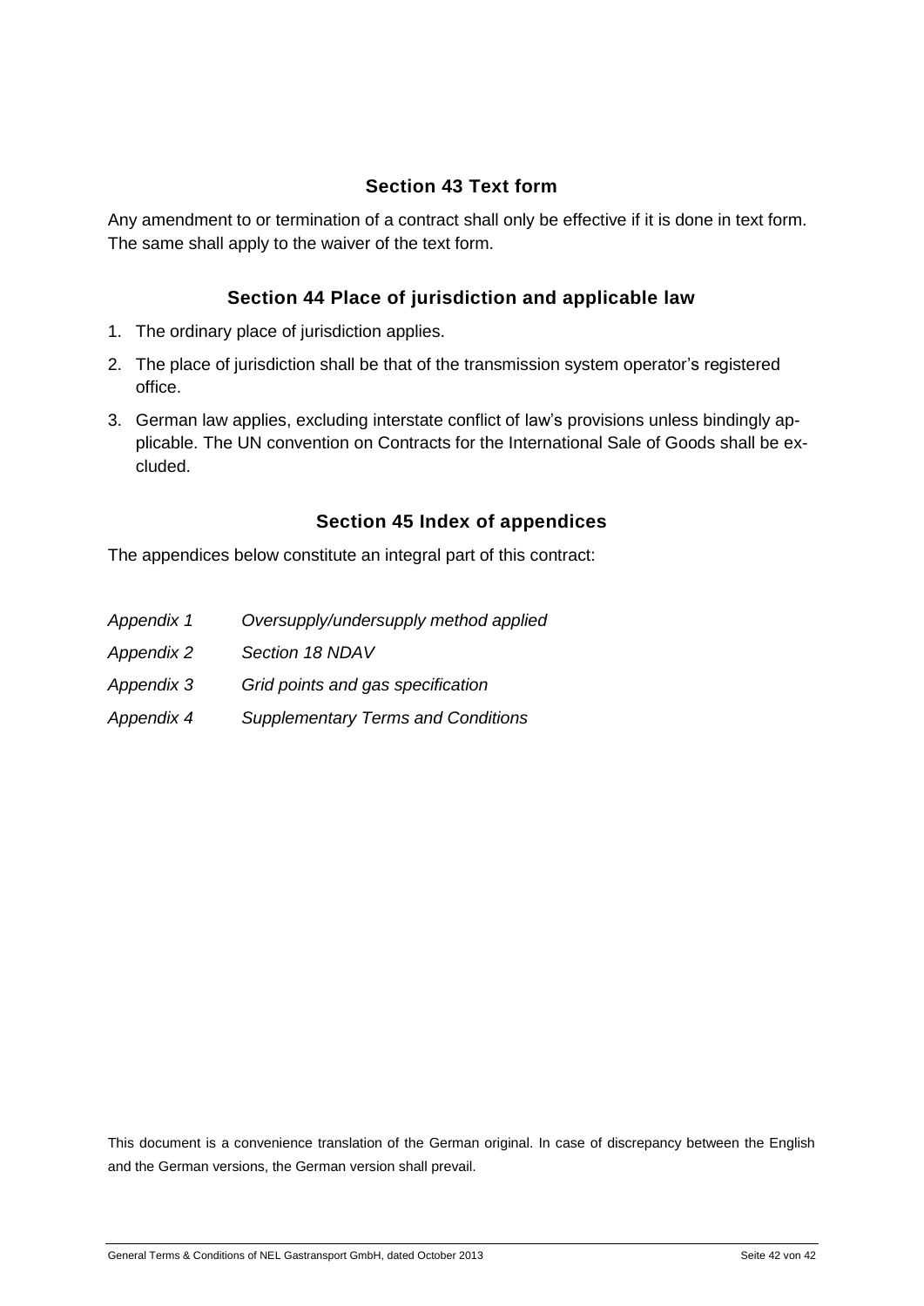## Section 43 Text form

Any amendment to or termination of a contract shall only be effective if it is done in text form. The same shall apply to the waiver of the text form.

## Section 44 Place of jurisdiction and applicable law

1. The ordinary place of jurisdiction applies.
2. The place of jurisdiction shall be that of the transmission system operator's registered office.
3. German law applies, excluding interstate conflict of law's provisions unless bindingly applicable. The UN convention on Contracts for the International Sale of Goods shall be excluded.

## Section 45 Index of appendices

The appendices below constitute an integral part of this contract:

| | |
|---|---|
| *Appendix 1* | *Oversupply/undersupply method applied* |
| *Appendix 2* | *Section 18 NDAV* |
| *Appendix 3* | *Grid points and gas specification* |
| *Appendix 4* | *Supplementary Terms and Conditions* |

This document is a convenience translation of the German original. In case of discrepancy between the English and the German versions, the German version shall prevail.